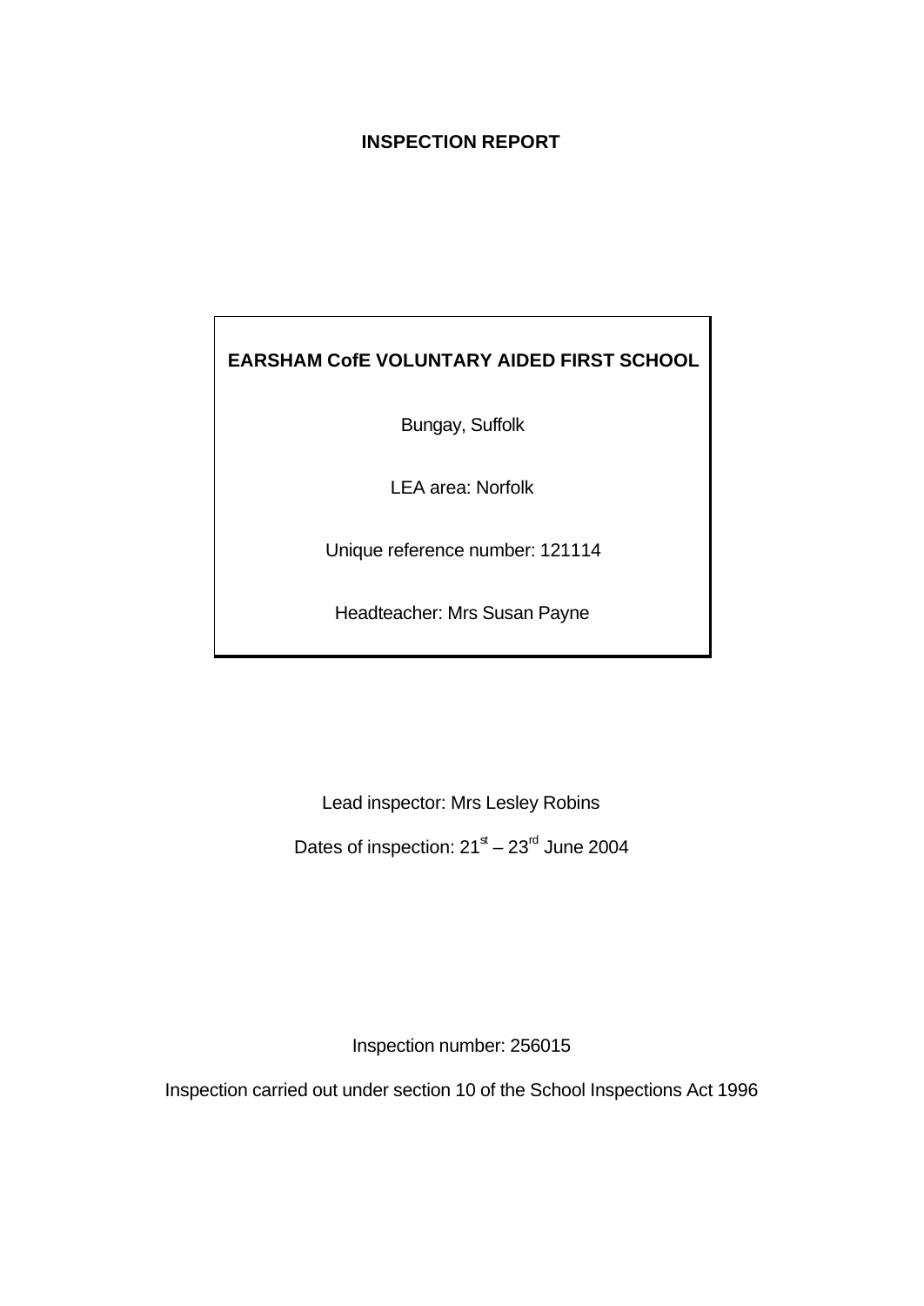# INSPECTION REPORT

**EARSHAM CofE VOLUNTARY AIDED FIRST SCHOOL**

Bungay, Suffolk

LEA area: Norfolk

Unique reference number: 121114

Headteacher: Mrs Susan Payne

Lead inspector: Mrs Lesley Robins

Dates of inspection: 21st – 23rd June 2004

Inspection number: 256015

Inspection carried out under section 10 of the School Inspections Act 1996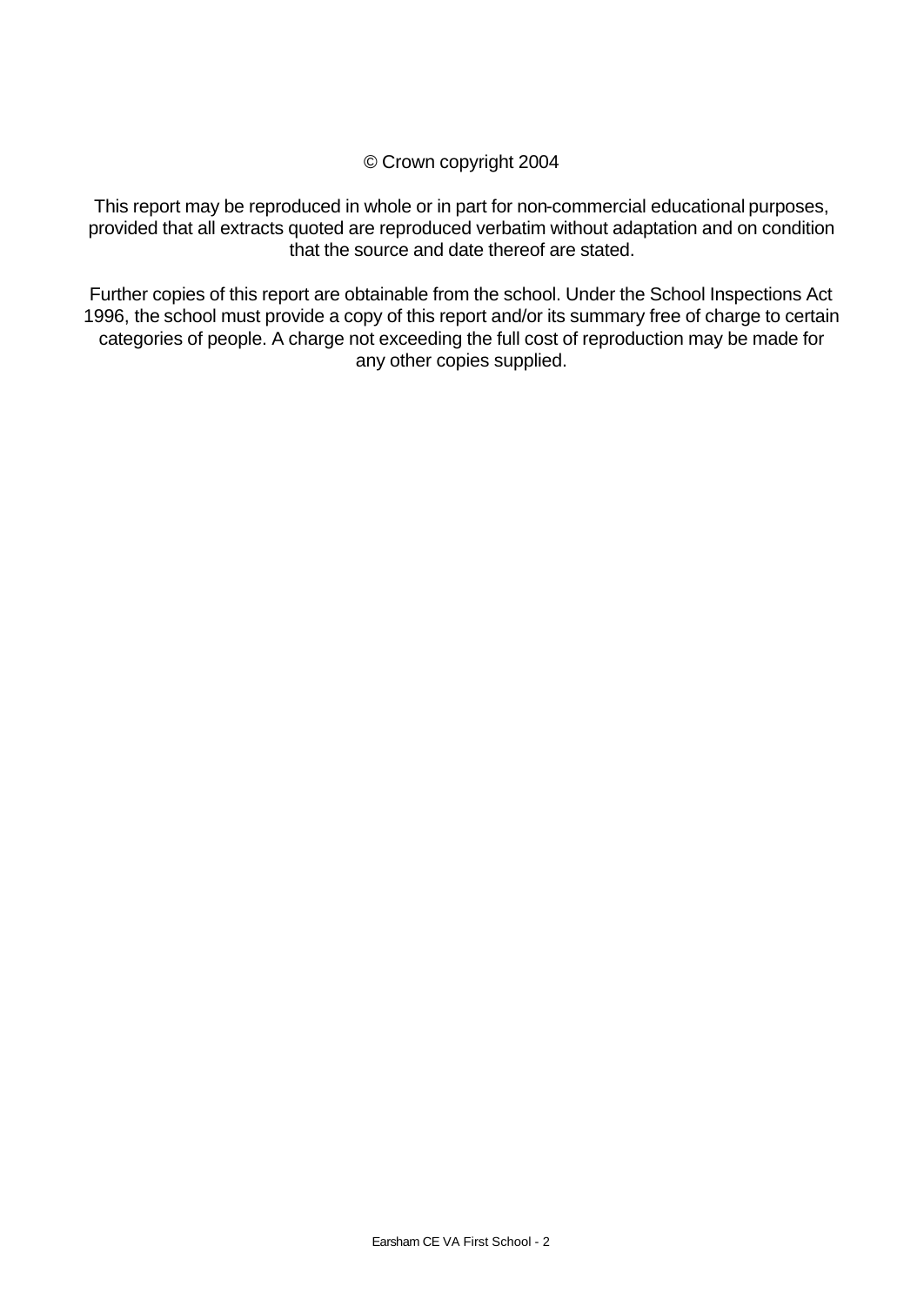© Crown copyright 2004

This report may be reproduced in whole or in part for non-commercial educational purposes, provided that all extracts quoted are reproduced verbatim without adaptation and on condition that the source and date thereof are stated.

Further copies of this report are obtainable from the school. Under the School Inspections Act 1996, the school must provide a copy of this report and/or its summary free of charge to certain categories of people. A charge not exceeding the full cost of reproduction may be made for any other copies supplied.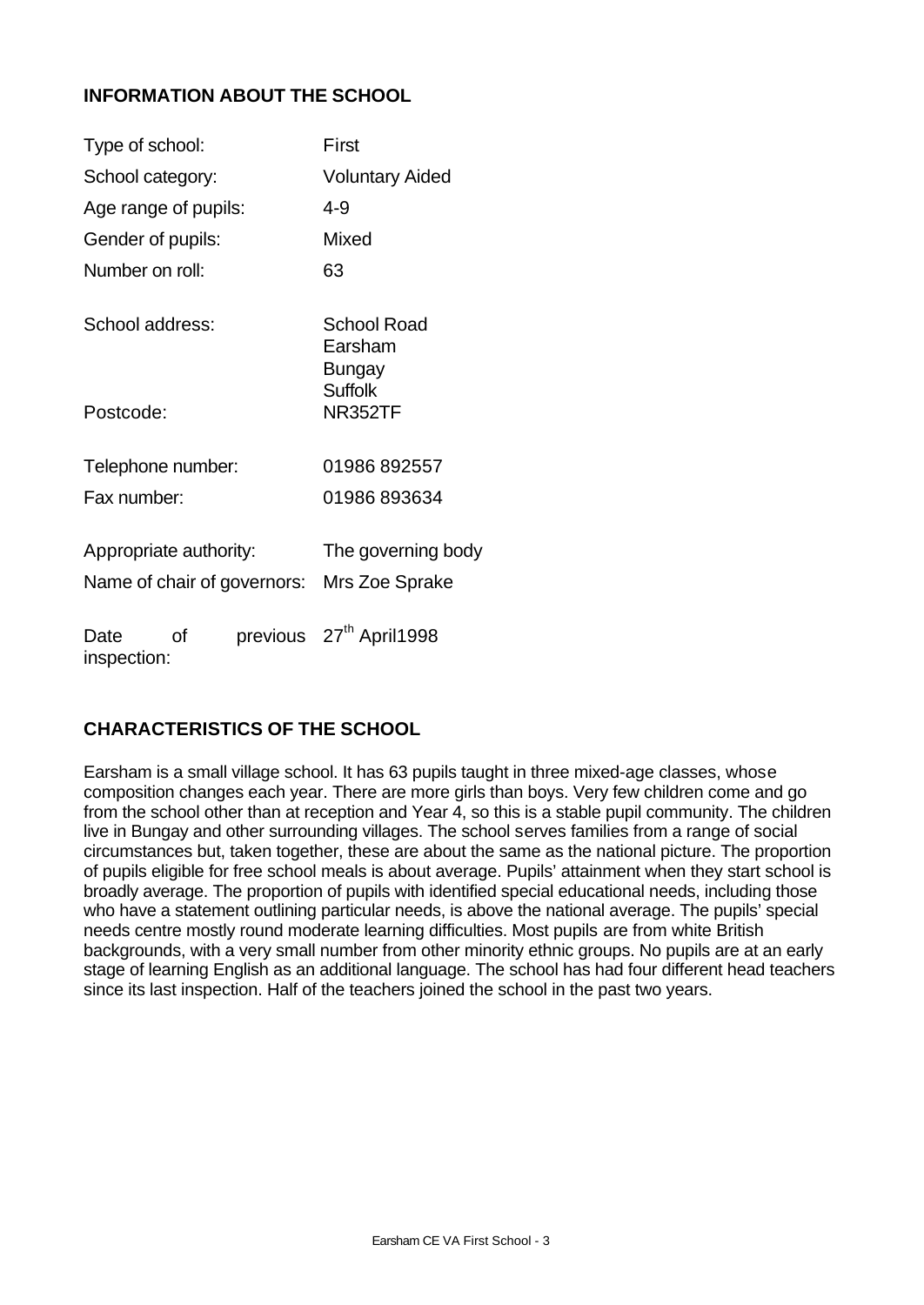## INFORMATION ABOUT THE SCHOOL

| | |
|---|---|
| Type of school: | First |
| School category: | Voluntary Aided |
| Age range of pupils: | 4-9 |
| Gender of pupils: | Mixed |
| Number on roll: | 63 |
| School address: | School Road Earsham Bungay Suffolk |
| Postcode: | NR352TF |
| Telephone number: | 01986 892557 |
| Fax number: | 01986 893634 |
| Appropriate authority: | The governing body |
| Name of chair of governors: | Mrs Zoe Sprake |
| Date of previous inspection: | 27th April1998 |

## CHARACTERISTICS OF THE SCHOOL

Earsham is a small village school. It has 63 pupils taught in three mixed-age classes, whose composition changes each year. There are more girls than boys. Very few children come and go from the school other than at reception and Year 4, so this is a stable pupil community. The children live in Bungay and other surrounding villages. The school serves families from a range of social circumstances but, taken together, these are about the same as the national picture. The proportion of pupils eligible for free school meals is about average. Pupils' attainment when they start school is broadly average. The proportion of pupils with identified special educational needs, including those who have a statement outlining particular needs, is above the national average. The pupils' special needs centre mostly round moderate learning difficulties. Most pupils are from white British backgrounds, with a very small number from other minority ethnic groups. No pupils are at an early stage of learning English as an additional language. The school has had four different head teachers since its last inspection. Half of the teachers joined the school in the past two years.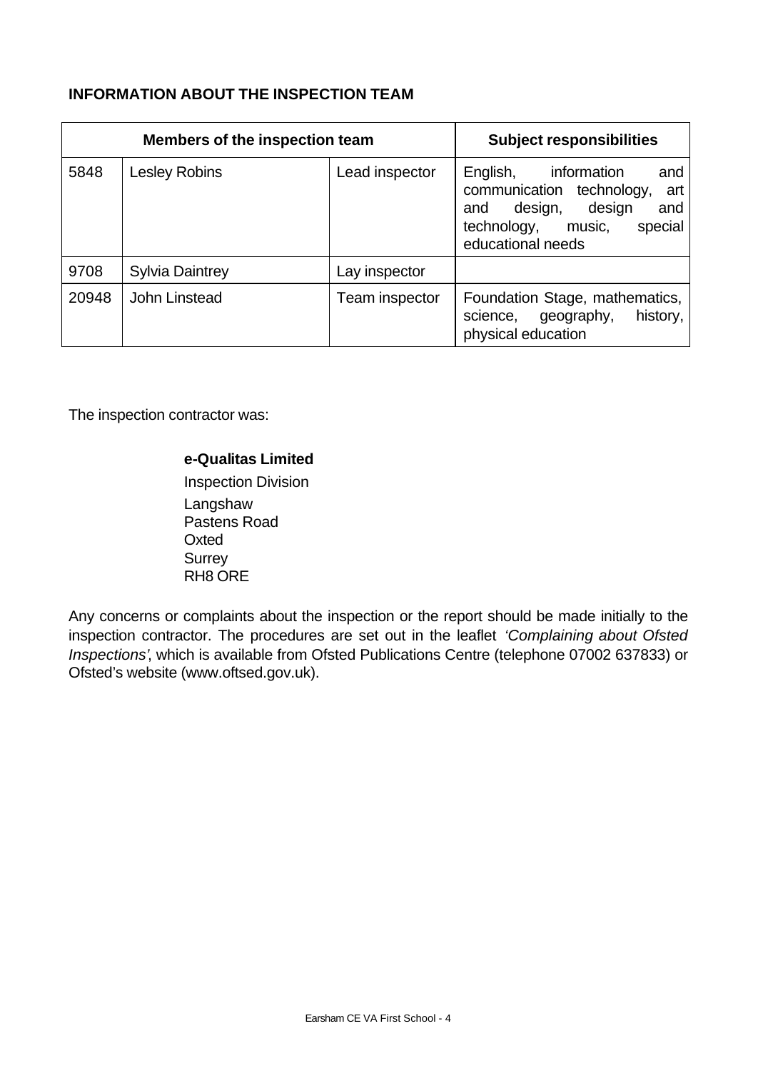## INFORMATION ABOUT THE INSPECTION TEAM

| Members of the inspection team | | | Subject responsibilities |
|---|---|---|---|
| 5848 | Lesley Robins | Lead inspector | English, information and communication technology, art and design, design and technology, music, special educational needs |
| 9708 | Sylvia Daintrey | Lay inspector | |
| 20948 | John Linstead | Team inspector | Foundation Stage, mathematics, science, geography, history, physical education |

The inspection contractor was:

**e-Qualitas Limited**

Inspection Division

Langshaw
Pastens Road
Oxted
Surrey
RH8 ORE

Any concerns or complaints about the inspection or the report should be made initially to the inspection contractor. The procedures are set out in the leaflet *'Complaining about Ofsted Inspections'*, which is available from Ofsted Publications Centre (telephone 07002 637833) or Ofsted's website (www.oftsed.gov.uk).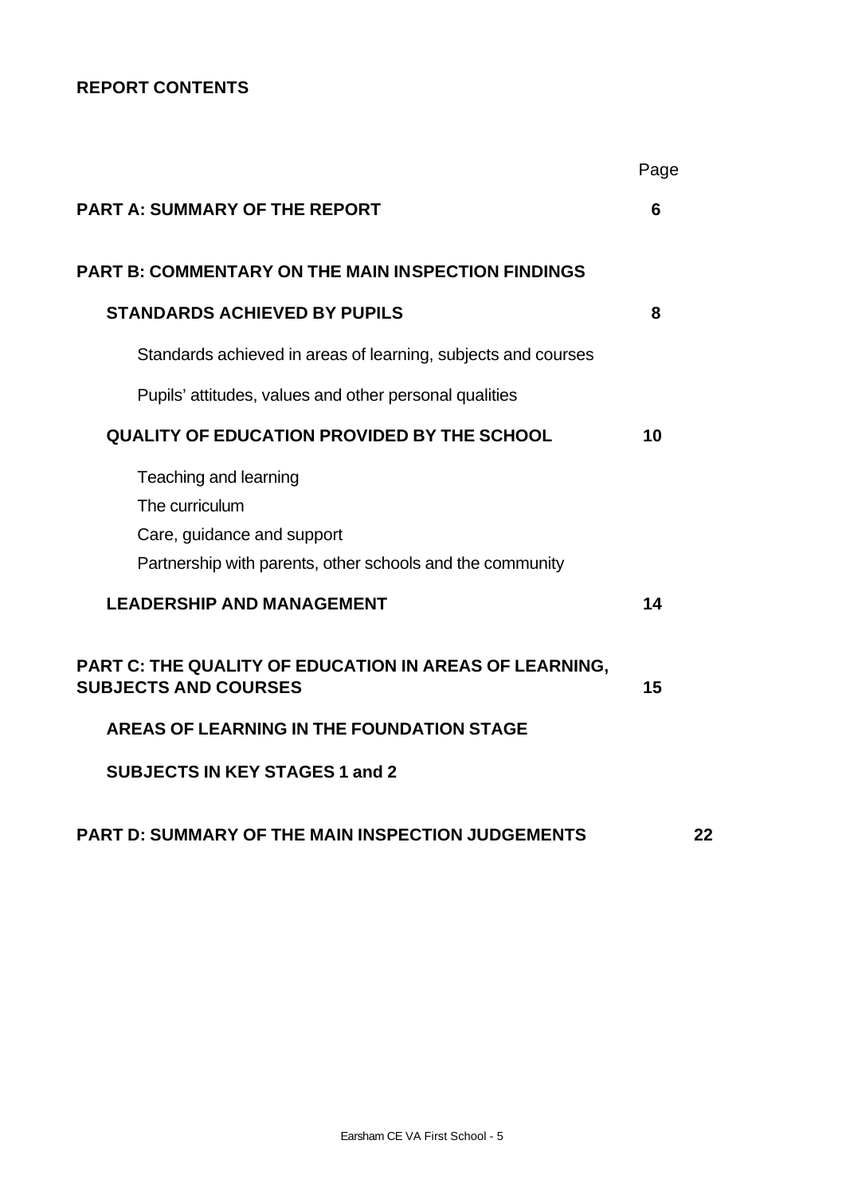**REPORT CONTENTS**

| | Page |
|---|---|
| **PART A: SUMMARY OF THE REPORT** | **6** |
| **PART B: COMMENTARY ON THE MAIN INSPECTION FINDINGS** | |
| **STANDARDS ACHIEVED BY PUPILS** | **8** |
| Standards achieved in areas of learning, subjects and courses | |
| Pupils' attitudes, values and other personal qualities | |
| **QUALITY OF EDUCATION PROVIDED BY THE SCHOOL** | **10** |
| Teaching and learning | |
| The curriculum | |
| Care, guidance and support | |
| Partnership with parents, other schools and the community | |
| **LEADERSHIP AND MANAGEMENT** | **14** |
| **PART C: THE QUALITY OF EDUCATION IN AREAS OF LEARNING, SUBJECTS AND COURSES** | **15** |
| **AREAS OF LEARNING IN THE FOUNDATION STAGE** | |
| **SUBJECTS IN KEY STAGES 1 and 2** | |
| **PART D: SUMMARY OF THE MAIN INSPECTION JUDGEMENTS** | **22** |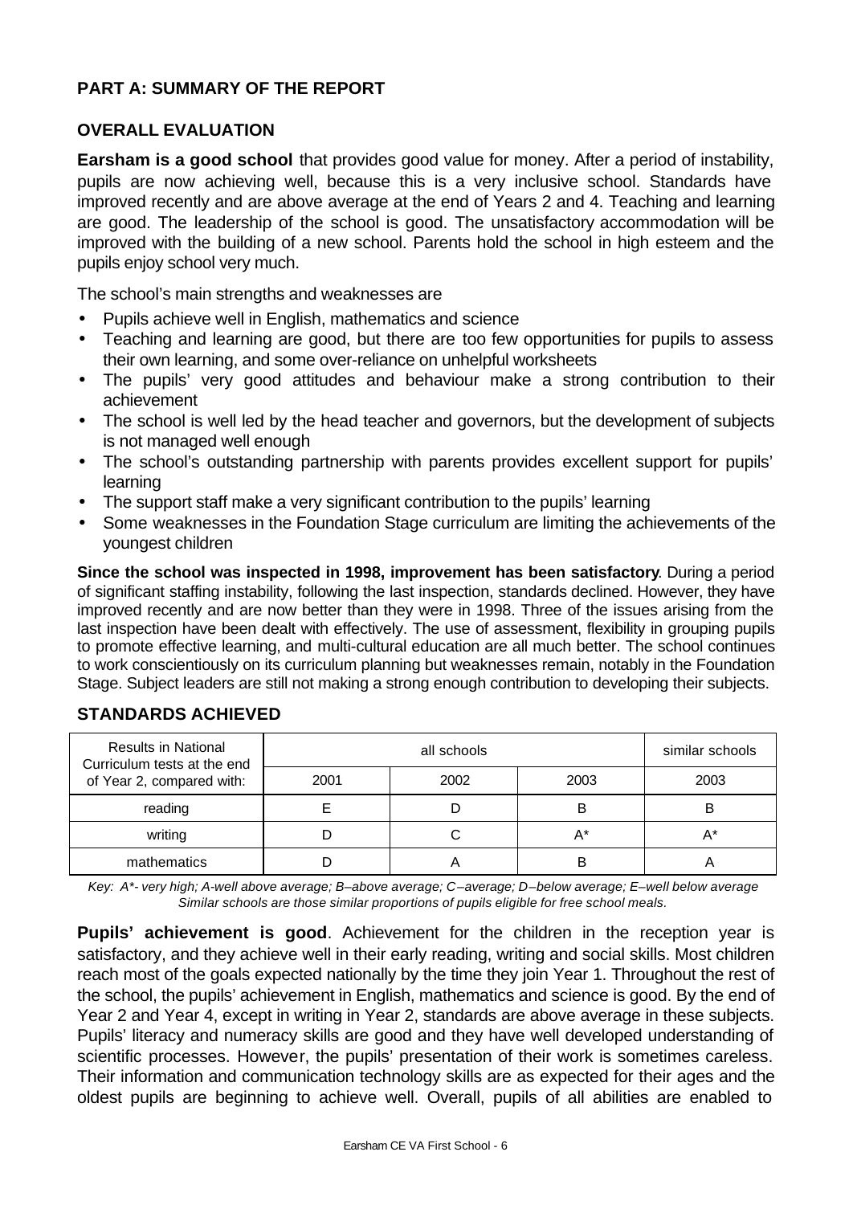## PART A: SUMMARY OF THE REPORT

### OVERALL EVALUATION

**Earsham is a good school** that provides good value for money. After a period of instability, pupils are now achieving well, because this is a very inclusive school. Standards have improved recently and are above average at the end of Years 2 and 4. Teaching and learning are good. The leadership of the school is good. The unsatisfactory accommodation will be improved with the building of a new school. Parents hold the school in high esteem and the pupils enjoy school very much.

The school's main strengths and weaknesses are

- Pupils achieve well in English, mathematics and science
- Teaching and learning are good, but there are too few opportunities for pupils to assess their own learning, and some over-reliance on unhelpful worksheets
- The pupils' very good attitudes and behaviour make a strong contribution to their achievement
- The school is well led by the head teacher and governors, but the development of subjects is not managed well enough
- The school's outstanding partnership with parents provides excellent support for pupils' learning
- The support staff make a very significant contribution to the pupils' learning
- Some weaknesses in the Foundation Stage curriculum are limiting the achievements of the youngest children

**Since the school was inspected in 1998, improvement has been satisfactory**. During a period of significant staffing instability, following the last inspection, standards declined. However, they have improved recently and are now better than they were in 1998. Three of the issues arising from the last inspection have been dealt with effectively. The use of assessment, flexibility in grouping pupils to promote effective learning, and multi-cultural education are all much better. The school continues to work conscientiously on its curriculum planning but weaknesses remain, notably in the Foundation Stage. Subject leaders are still not making a strong enough contribution to developing their subjects.

### STANDARDS ACHIEVED

| Results in National Curriculum tests at the end of Year 2, compared with: | all schools | | | similar schools |
|---|---|---|---|---|
| | 2001 | 2002 | 2003 | 2003 |
| reading | E | D | B | B |
| writing | D | C | A* | A* |
| mathematics | D | A | B | A |

*Key: A*- very high; A-well above average; B–above average; C–average; D–below average; E–well below average*
*Similar schools are those similar proportions of pupils eligible for free school meals.*

**Pupils' achievement is good**. Achievement for the children in the reception year is satisfactory, and they achieve well in their early reading, writing and social skills. Most children reach most of the goals expected nationally by the time they join Year 1. Throughout the rest of the school, the pupils' achievement in English, mathematics and science is good. By the end of Year 2 and Year 4, except in writing in Year 2, standards are above average in these subjects. Pupils' literacy and numeracy skills are good and they have well developed understanding of scientific processes. However, the pupils' presentation of their work is sometimes careless. Their information and communication technology skills are as expected for their ages and the oldest pupils are beginning to achieve well. Overall, pupils of all abilities are enabled to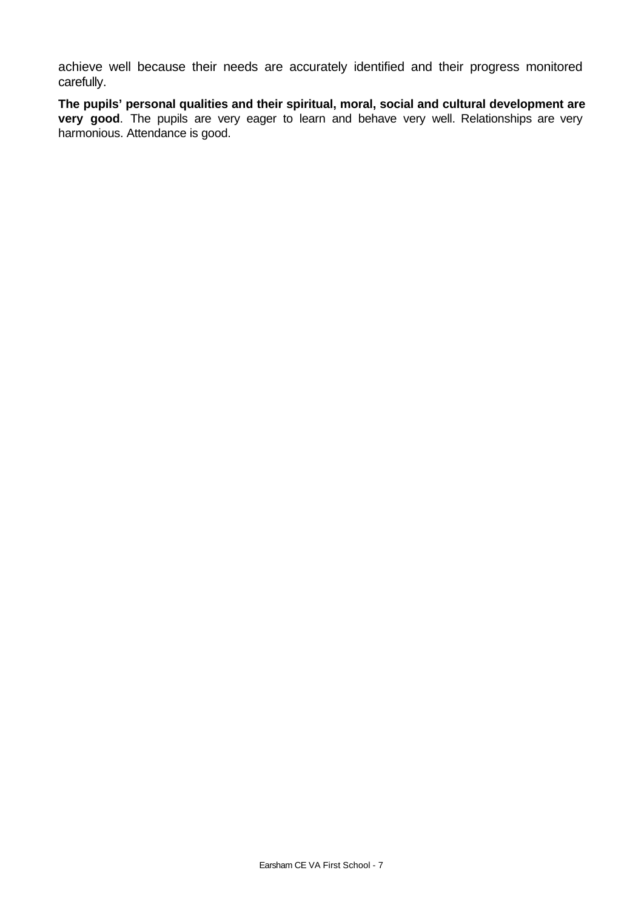achieve well because their needs are accurately identified and their progress monitored carefully.

**The pupils' personal qualities and their spiritual, moral, social and cultural development are very good**. The pupils are very eager to learn and behave very well. Relationships are very harmonious. Attendance is good.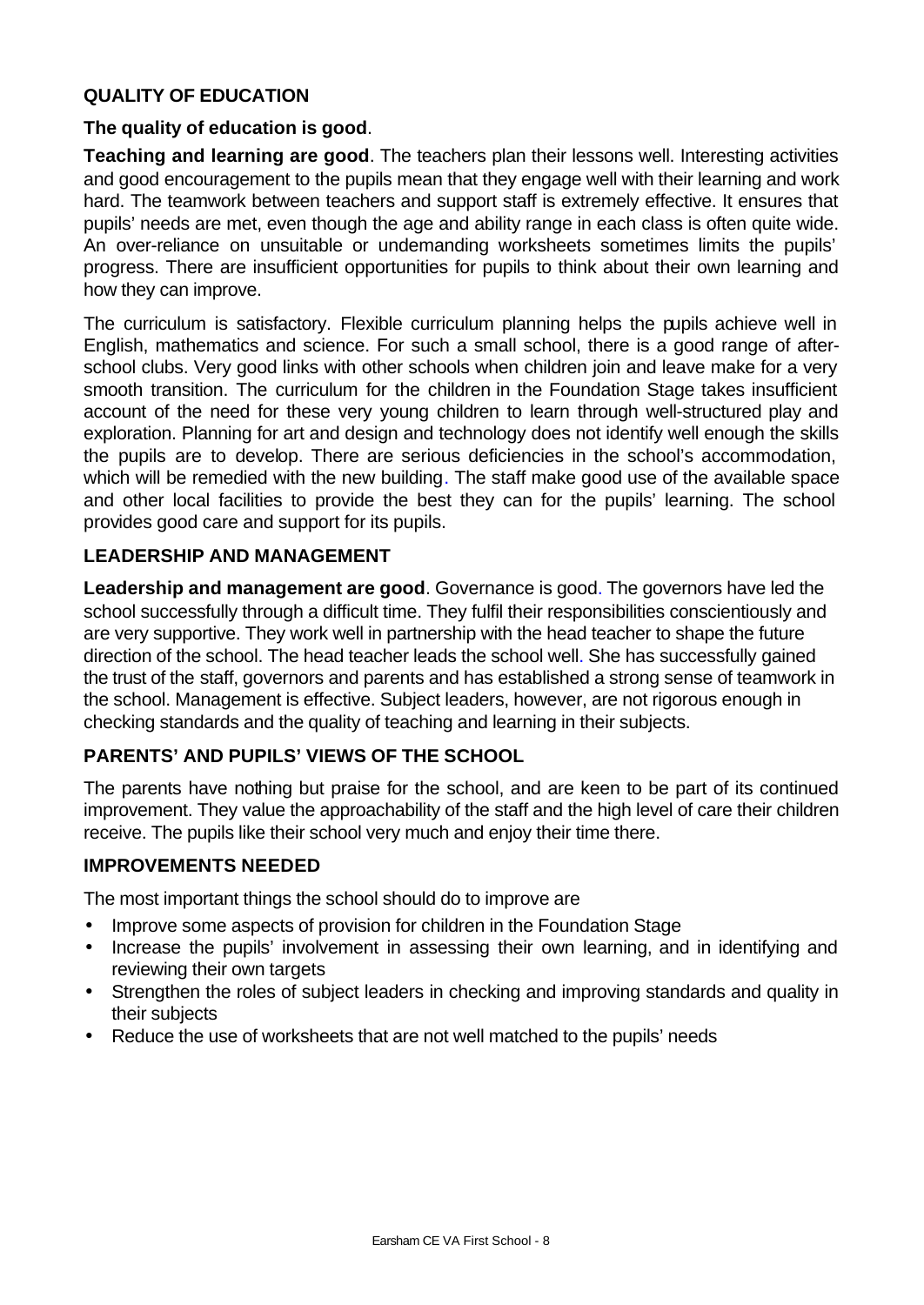## QUALITY OF EDUCATION

**The quality of education is good**.

**Teaching and learning are good**. The teachers plan their lessons well. Interesting activities and good encouragement to the pupils mean that they engage well with their learning and work hard. The teamwork between teachers and support staff is extremely effective. It ensures that pupils' needs are met, even though the age and ability range in each class is often quite wide. An over-reliance on unsuitable or undemanding worksheets sometimes limits the pupils' progress. There are insufficient opportunities for pupils to think about their own learning and how they can improve.

The curriculum is satisfactory. Flexible curriculum planning helps the pupils achieve well in English, mathematics and science. For such a small school, there is a good range of after-school clubs. Very good links with other schools when children join and leave make for a very smooth transition. The curriculum for the children in the Foundation Stage takes insufficient account of the need for these very young children to learn through well-structured play and exploration. Planning for art and design and technology does not identify well enough the skills the pupils are to develop. There are serious deficiencies in the school's accommodation, which will be remedied with the new building. The staff make good use of the available space and other local facilities to provide the best they can for the pupils' learning. The school provides good care and support for its pupils.

## LEADERSHIP AND MANAGEMENT

**Leadership and management are good**. Governance is good. The governors have led the school successfully through a difficult time. They fulfil their responsibilities conscientiously and are very supportive. They work well in partnership with the head teacher to shape the future direction of the school. The head teacher leads the school well. She has successfully gained the trust of the staff, governors and parents and has established a strong sense of teamwork in the school. Management is effective. Subject leaders, however, are not rigorous enough in checking standards and the quality of teaching and learning in their subjects.

## PARENTS' AND PUPILS' VIEWS OF THE SCHOOL

The parents have nothing but praise for the school, and are keen to be part of its continued improvement. They value the approachability of the staff and the high level of care their children receive. The pupils like their school very much and enjoy their time there.

## IMPROVEMENTS NEEDED

The most important things the school should do to improve are

- Improve some aspects of provision for children in the Foundation Stage
- Increase the pupils' involvement in assessing their own learning, and in identifying and reviewing their own targets
- Strengthen the roles of subject leaders in checking and improving standards and quality in their subjects
- Reduce the use of worksheets that are not well matched to the pupils' needs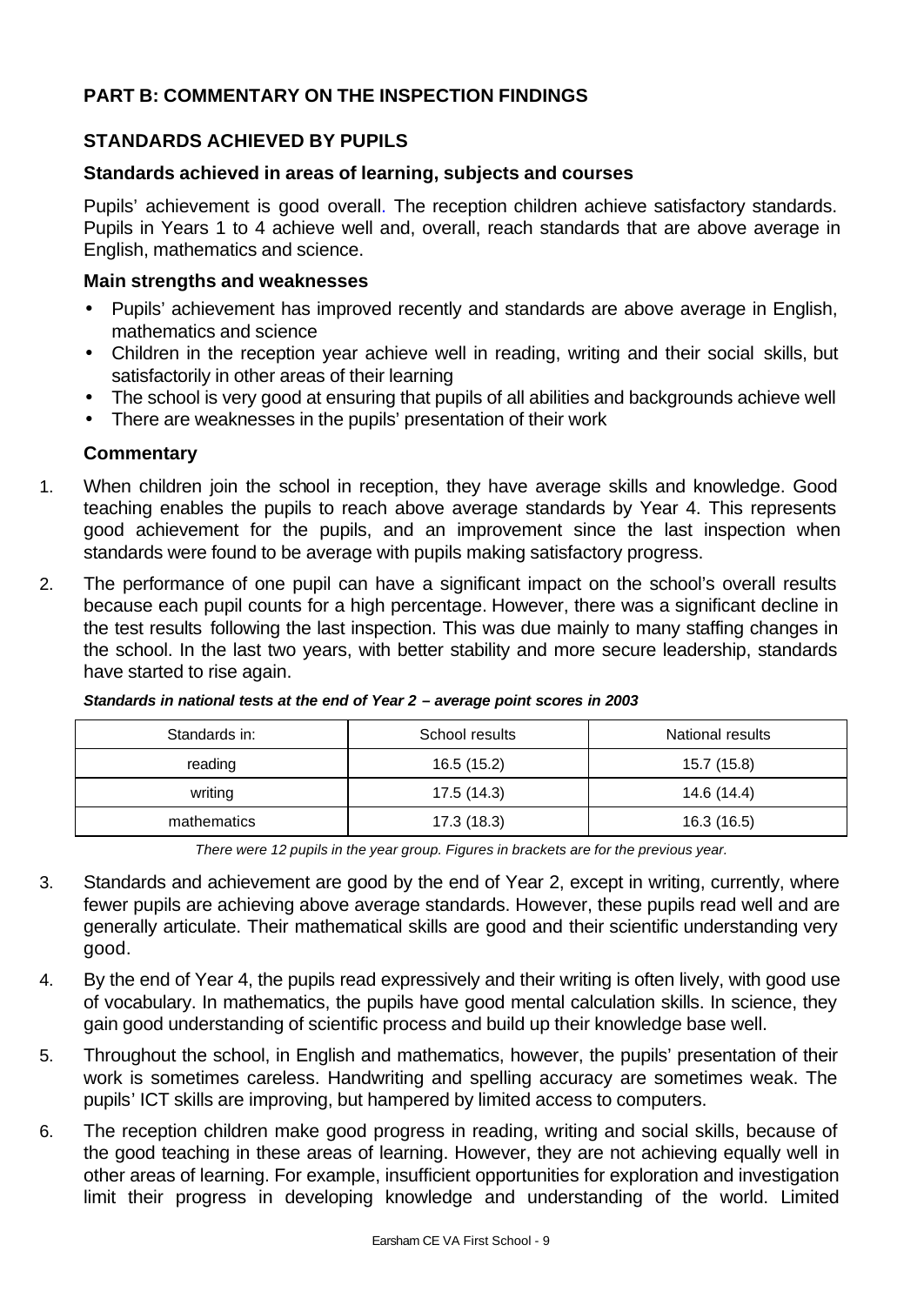## PART B: COMMENTARY ON THE INSPECTION FINDINGS

### STANDARDS ACHIEVED BY PUPILS

#### Standards achieved in areas of learning, subjects and courses

Pupils' achievement is good overall. The reception children achieve satisfactory standards. Pupils in Years 1 to 4 achieve well and, overall, reach standards that are above average in English, mathematics and science.

#### Main strengths and weaknesses

- Pupils' achievement has improved recently and standards are above average in English, mathematics and science
- Children in the reception year achieve well in reading, writing and their social skills, but satisfactorily in other areas of their learning
- The school is very good at ensuring that pupils of all abilities and backgrounds achieve well
- There are weaknesses in the pupils' presentation of their work

#### Commentary

1. When children join the school in reception, they have average skills and knowledge. Good teaching enables the pupils to reach above average standards by Year 4. This represents good achievement for the pupils, and an improvement since the last inspection when standards were found to be average with pupils making satisfactory progress.

2. The performance of one pupil can have a significant impact on the school's overall results because each pupil counts for a high percentage. However, there was a significant decline in the test results following the last inspection. This was due mainly to many staffing changes in the school. In the last two years, with better stability and more secure leadership, standards have started to rise again.

***Standards in national tests at the end of Year 2 – average point scores in 2003***

| Standards in: | School results | National results |
|---|---|---|
| reading | 16.5 (15.2) | 15.7 (15.8) |
| writing | 17.5 (14.3) | 14.6 (14.4) |
| mathematics | 17.3 (18.3) | 16.3 (16.5) |

*There were 12 pupils in the year group. Figures in brackets are for the previous year.*

3. Standards and achievement are good by the end of Year 2, except in writing, currently, where fewer pupils are achieving above average standards. However, these pupils read well and are generally articulate. Their mathematical skills are good and their scientific understanding very good.

4. By the end of Year 4, the pupils read expressively and their writing is often lively, with good use of vocabulary. In mathematics, the pupils have good mental calculation skills. In science, they gain good understanding of scientific process and build up their knowledge base well.

5. Throughout the school, in English and mathematics, however, the pupils' presentation of their work is sometimes careless. Handwriting and spelling accuracy are sometimes weak. The pupils' ICT skills are improving, but hampered by limited access to computers.

6. The reception children make good progress in reading, writing and social skills, because of the good teaching in these areas of learning. However, they are not achieving equally well in other areas of learning. For example, insufficient opportunities for exploration and investigation limit their progress in developing knowledge and understanding of the world. Limited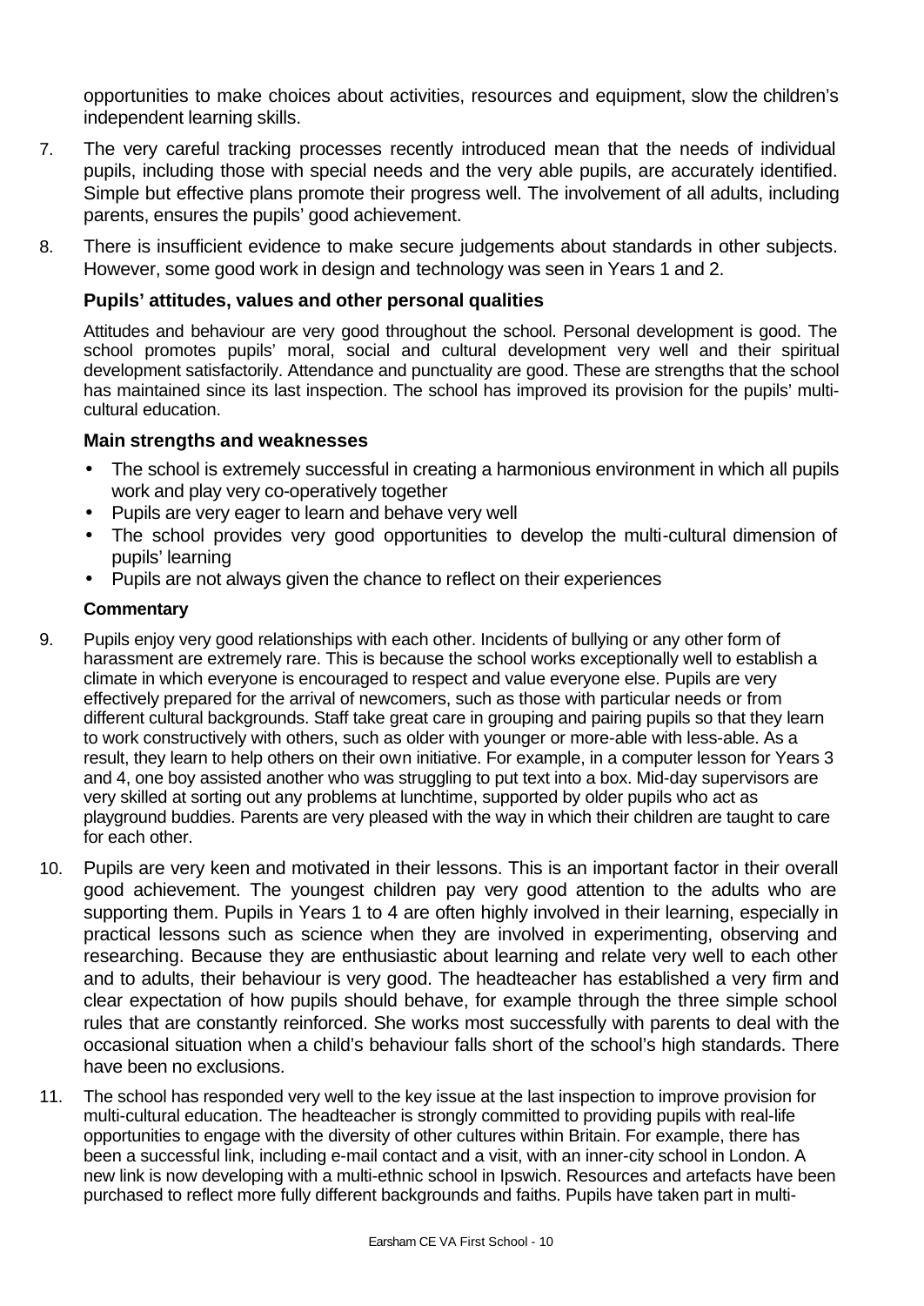opportunities to make choices about activities, resources and equipment, slow the children's independent learning skills.

7. The very careful tracking processes recently introduced mean that the needs of individual pupils, including those with special needs and the very able pupils, are accurately identified. Simple but effective plans promote their progress well. The involvement of all adults, including parents, ensures the pupils' good achievement.

8. There is insufficient evidence to make secure judgements about standards in other subjects. However, some good work in design and technology was seen in Years 1 and 2.

### Pupils' attitudes, values and other personal qualities

Attitudes and behaviour are very good throughout the school. Personal development is good. The school promotes pupils' moral, social and cultural development very well and their spiritual development satisfactorily. Attendance and punctuality are good. These are strengths that the school has maintained since its last inspection. The school has improved its provision for the pupils' multi-cultural education.

### Main strengths and weaknesses

- The school is extremely successful in creating a harmonious environment in which all pupils work and play very co-operatively together
- Pupils are very eager to learn and behave very well
- The school provides very good opportunities to develop the multi-cultural dimension of pupils' learning
- Pupils are not always given the chance to reflect on their experiences

#### Commentary

9. Pupils enjoy very good relationships with each other. Incidents of bullying or any other form of harassment are extremely rare. This is because the school works exceptionally well to establish a climate in which everyone is encouraged to respect and value everyone else. Pupils are very effectively prepared for the arrival of newcomers, such as those with particular needs or from different cultural backgrounds. Staff take great care in grouping and pairing pupils so that they learn to work constructively with others, such as older with younger or more-able with less-able. As a result, they learn to help others on their own initiative. For example, in a computer lesson for Years 3 and 4, one boy assisted another who was struggling to put text into a box. Mid-day supervisors are very skilled at sorting out any problems at lunchtime, supported by older pupils who act as playground buddies. Parents are very pleased with the way in which their children are taught to care for each other.

10. Pupils are very keen and motivated in their lessons. This is an important factor in their overall good achievement. The youngest children pay very good attention to the adults who are supporting them. Pupils in Years 1 to 4 are often highly involved in their learning, especially in practical lessons such as science when they are involved in experimenting, observing and researching. Because they are enthusiastic about learning and relate very well to each other and to adults, their behaviour is very good. The headteacher has established a very firm and clear expectation of how pupils should behave, for example through the three simple school rules that are constantly reinforced. She works most successfully with parents to deal with the occasional situation when a child's behaviour falls short of the school's high standards. There have been no exclusions.

11. The school has responded very well to the key issue at the last inspection to improve provision for multi-cultural education. The headteacher is strongly committed to providing pupils with real-life opportunities to engage with the diversity of other cultures within Britain. For example, there has been a successful link, including e-mail contact and a visit, with an inner-city school in London. A new link is now developing with a multi-ethnic school in Ipswich. Resources and artefacts have been purchased to reflect more fully different backgrounds and faiths. Pupils have taken part in multi-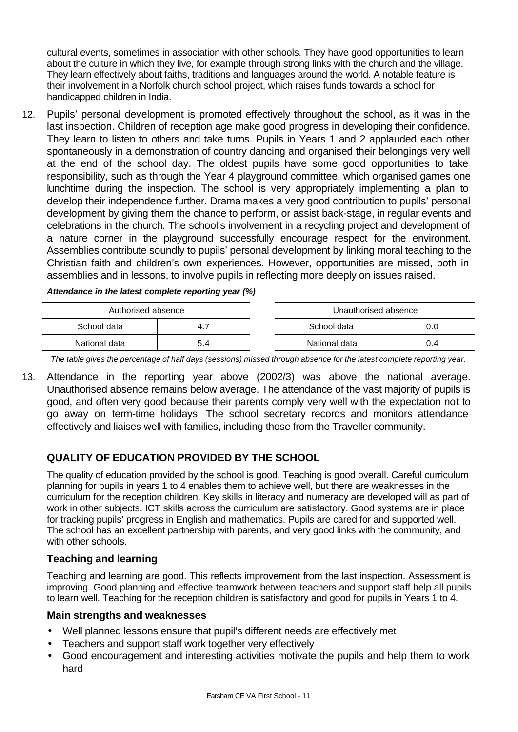cultural events, sometimes in association with other schools. They have good opportunities to learn about the culture in which they live, for example through strong links with the church and the village. They learn effectively about faiths, traditions and languages around the world. A notable feature is their involvement in a Norfolk church school project, which raises funds towards a school for handicapped children in India.

12. Pupils' personal development is promoted effectively throughout the school, as it was in the last inspection. Children of reception age make good progress in developing their confidence. They learn to listen to others and take turns. Pupils in Years 1 and 2 applauded each other spontaneously in a demonstration of country dancing and organised their belongings very well at the end of the school day. The oldest pupils have some good opportunities to take responsibility, such as through the Year 4 playground committee, which organised games one lunchtime during the inspection. The school is very appropriately implementing a plan to develop their independence further. Drama makes a very good contribution to pupils' personal development by giving them the chance to perform, or assist back-stage, in regular events and celebrations in the church. The school's involvement in a recycling project and development of a nature corner in the playground successfully encourage respect for the environment. Assemblies contribute soundly to pupils' personal development by linking moral teaching to the Christian faith and children's own experiences. However, opportunities are missed, both in assemblies and in lessons, to involve pupils in reflecting more deeply on issues raised.

***Attendance in the latest complete reporting year (%)***

| Authorised absence | |
|---|---|
| School data | 4.7 |
| National data | 5.4 |

| Unauthorised absence | |
|---|---|
| School data | 0.0 |
| National data | 0.4 |

*The table gives the percentage of half days (sessions) missed through absence for the latest complete reporting year.*

13. Attendance in the reporting year above (2002/3) was above the national average. Unauthorised absence remains below average. The attendance of the vast majority of pupils is good, and often very good because their parents comply very well with the expectation not to go away on term-time holidays. The school secretary records and monitors attendance effectively and liaises well with families, including those from the Traveller community.

## QUALITY OF EDUCATION PROVIDED BY THE SCHOOL

The quality of education provided by the school is good. Teaching is good overall. Careful curriculum planning for pupils in years 1 to 4 enables them to achieve well, but there are weaknesses in the curriculum for the reception children. Key skills in literacy and numeracy are developed will as part of work in other subjects. ICT skills across the curriculum are satisfactory. Good systems are in place for tracking pupils' progress in English and mathematics. Pupils are cared for and supported well. The school has an excellent partnership with parents, and very good links with the community, and with other schools.

### Teaching and learning

Teaching and learning are good. This reflects improvement from the last inspection. Assessment is improving. Good planning and effective teamwork between teachers and support staff help all pupils to learn well. Teaching for the reception children is satisfactory and good for pupils in Years 1 to 4.

### Main strengths and weaknesses

- Well planned lessons ensure that pupil's different needs are effectively met
- Teachers and support staff work together very effectively
- Good encouragement and interesting activities motivate the pupils and help them to work hard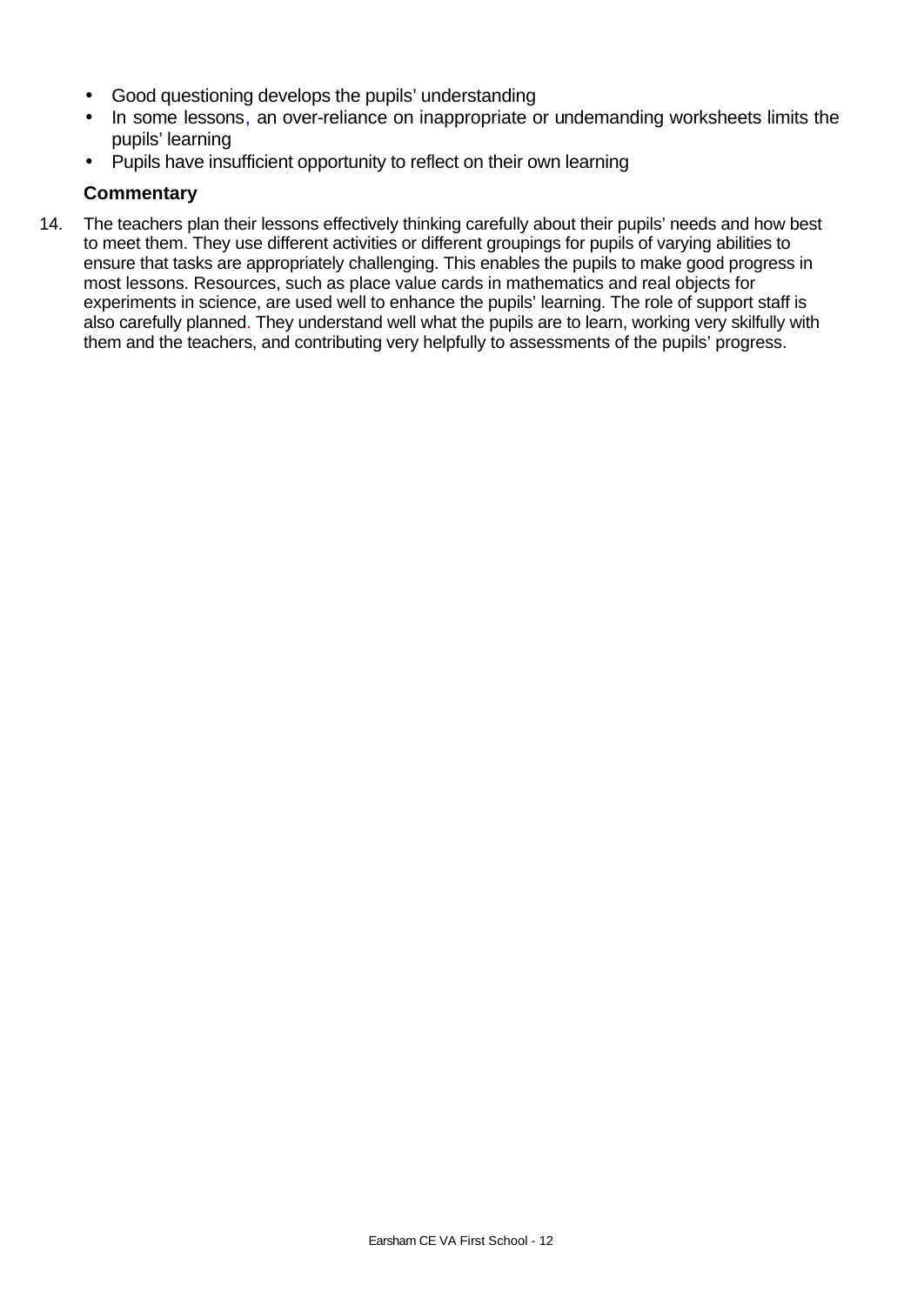- Good questioning develops the pupils' understanding
- In some lessons, an over-reliance on inappropriate or undemanding worksheets limits the pupils' learning
- Pupils have insufficient opportunity to reflect on their own learning

### Commentary

14. The teachers plan their lessons effectively thinking carefully about their pupils' needs and how best to meet them. They use different activities or different groupings for pupils of varying abilities to ensure that tasks are appropriately challenging. This enables the pupils to make good progress in most lessons. Resources, such as place value cards in mathematics and real objects for experiments in science, are used well to enhance the pupils' learning. The role of support staff is also carefully planned. They understand well what the pupils are to learn, working very skilfully with them and the teachers, and contributing very helpfully to assessments of the pupils' progress.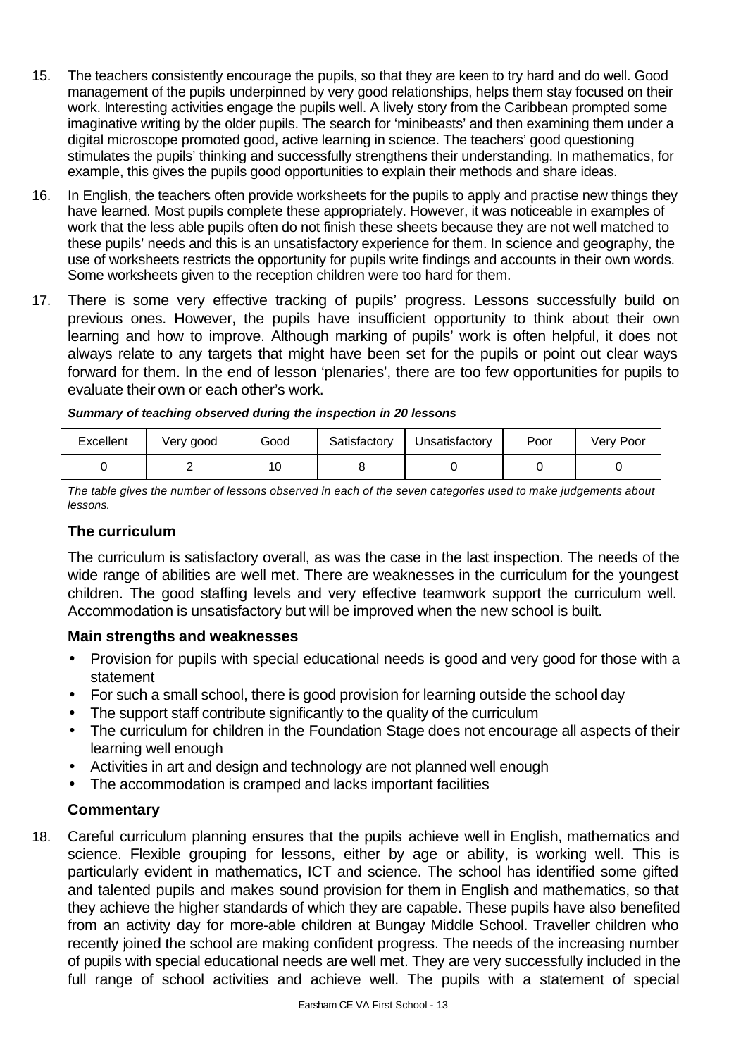15. The teachers consistently encourage the pupils, so that they are keen to try hard and do well. Good management of the pupils underpinned by very good relationships, helps them stay focused on their work. Interesting activities engage the pupils well. A lively story from the Caribbean prompted some imaginative writing by the older pupils. The search for 'minibeasts' and then examining them under a digital microscope promoted good, active learning in science. The teachers' good questioning stimulates the pupils' thinking and successfully strengthens their understanding. In mathematics, for example, this gives the pupils good opportunities to explain their methods and share ideas.

16. In English, the teachers often provide worksheets for the pupils to apply and practise new things they have learned. Most pupils complete these appropriately. However, it was noticeable in examples of work that the less able pupils often do not finish these sheets because they are not well matched to these pupils' needs and this is an unsatisfactory experience for them. In science and geography, the use of worksheets restricts the opportunity for pupils write findings and accounts in their own words. Some worksheets given to the reception children were too hard for them.

17. There is some very effective tracking of pupils' progress. Lessons successfully build on previous ones. However, the pupils have insufficient opportunity to think about their own learning and how to improve. Although marking of pupils' work is often helpful, it does not always relate to any targets that might have been set for the pupils or point out clear ways forward for them. In the end of lesson 'plenaries', there are too few opportunities for pupils to evaluate their own or each other's work.

***Summary of teaching observed during the inspection in 20 lessons***

| Excellent | Very good | Good | Satisfactory | Unsatisfactory | Poor | Very Poor |
|---|---|---|---|---|---|---|
| 0 | 2 | 10 | 8 | 0 | 0 | 0 |

*The table gives the number of lessons observed in each of the seven categories used to make judgements about lessons.*

### The curriculum

The curriculum is satisfactory overall, as was the case in the last inspection. The needs of the wide range of abilities are well met. There are weaknesses in the curriculum for the youngest children. The good staffing levels and very effective teamwork support the curriculum well. Accommodation is unsatisfactory but will be improved when the new school is built.

#### Main strengths and weaknesses

- Provision for pupils with special educational needs is good and very good for those with a statement
- For such a small school, there is good provision for learning outside the school day
- The support staff contribute significantly to the quality of the curriculum
- The curriculum for children in the Foundation Stage does not encourage all aspects of their learning well enough
- Activities in art and design and technology are not planned well enough
- The accommodation is cramped and lacks important facilities

#### Commentary

18. Careful curriculum planning ensures that the pupils achieve well in English, mathematics and science. Flexible grouping for lessons, either by age or ability, is working well. This is particularly evident in mathematics, ICT and science. The school has identified some gifted and talented pupils and makes sound provision for them in English and mathematics, so that they achieve the higher standards of which they are capable. These pupils have also benefited from an activity day for more-able children at Bungay Middle School. Traveller children who recently joined the school are making confident progress. The needs of the increasing number of pupils with special educational needs are well met. They are very successfully included in the full range of school activities and achieve well. The pupils with a statement of special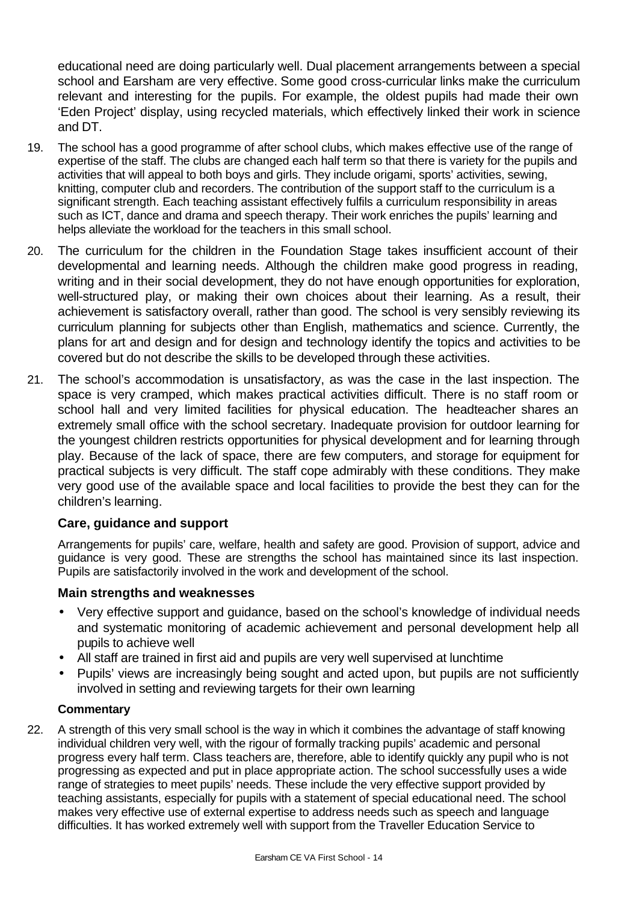educational need are doing particularly well. Dual placement arrangements between a special school and Earsham are very effective. Some good cross-curricular links make the curriculum relevant and interesting for the pupils. For example, the oldest pupils had made their own 'Eden Project' display, using recycled materials, which effectively linked their work in science and DT.

19. The school has a good programme of after school clubs, which makes effective use of the range of expertise of the staff. The clubs are changed each half term so that there is variety for the pupils and activities that will appeal to both boys and girls. They include origami, sports' activities, sewing, knitting, computer club and recorders. The contribution of the support staff to the curriculum is a significant strength. Each teaching assistant effectively fulfils a curriculum responsibility in areas such as ICT, dance and drama and speech therapy. Their work enriches the pupils' learning and helps alleviate the workload for the teachers in this small school.

20. The curriculum for the children in the Foundation Stage takes insufficient account of their developmental and learning needs. Although the children make good progress in reading, writing and in their social development, they do not have enough opportunities for exploration, well-structured play, or making their own choices about their learning. As a result, their achievement is satisfactory overall, rather than good. The school is very sensibly reviewing its curriculum planning for subjects other than English, mathematics and science. Currently, the plans for art and design and for design and technology identify the topics and activities to be covered but do not describe the skills to be developed through these activities.

21. The school's accommodation is unsatisfactory, as was the case in the last inspection. The space is very cramped, which makes practical activities difficult. There is no staff room or school hall and very limited facilities for physical education. The headteacher shares an extremely small office with the school secretary. Inadequate provision for outdoor learning for the youngest children restricts opportunities for physical development and for learning through play. Because of the lack of space, there are few computers, and storage for equipment for practical subjects is very difficult. The staff cope admirably with these conditions. They make very good use of the available space and local facilities to provide the best they can for the children's learning.

### Care, guidance and support

Arrangements for pupils' care, welfare, health and safety are good. Provision of support, advice and guidance is very good. These are strengths the school has maintained since its last inspection. Pupils are satisfactorily involved in the work and development of the school.

### Main strengths and weaknesses

- Very effective support and guidance, based on the school's knowledge of individual needs and systematic monitoring of academic achievement and personal development help all pupils to achieve well
- All staff are trained in first aid and pupils are very well supervised at lunchtime
- Pupils' views are increasingly being sought and acted upon, but pupils are not sufficiently involved in setting and reviewing targets for their own learning

#### Commentary

22. A strength of this very small school is the way in which it combines the advantage of staff knowing individual children very well, with the rigour of formally tracking pupils' academic and personal progress every half term. Class teachers are, therefore, able to identify quickly any pupil who is not progressing as expected and put in place appropriate action. The school successfully uses a wide range of strategies to meet pupils' needs. These include the very effective support provided by teaching assistants, especially for pupils with a statement of special educational need. The school makes very effective use of external expertise to address needs such as speech and language difficulties. It has worked extremely well with support from the Traveller Education Service to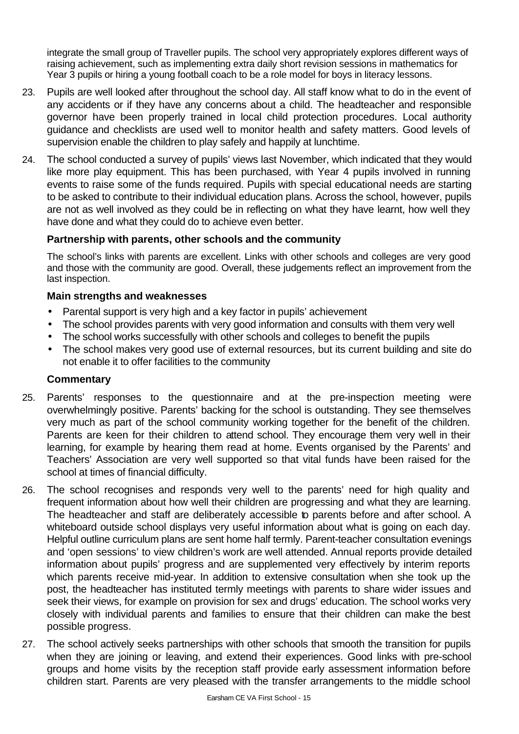integrate the small group of Traveller pupils. The school very appropriately explores different ways of raising achievement, such as implementing extra daily short revision sessions in mathematics for Year 3 pupils or hiring a young football coach to be a role model for boys in literacy lessons.

23. Pupils are well looked after throughout the school day. All staff know what to do in the event of any accidents or if they have any concerns about a child. The headteacher and responsible governor have been properly trained in local child protection procedures. Local authority guidance and checklists are used well to monitor health and safety matters. Good levels of supervision enable the children to play safely and happily at lunchtime.

24. The school conducted a survey of pupils' views last November, which indicated that they would like more play equipment. This has been purchased, with Year 4 pupils involved in running events to raise some of the funds required. Pupils with special educational needs are starting to be asked to contribute to their individual education plans. Across the school, however, pupils are not as well involved as they could be in reflecting on what they have learnt, how well they have done and what they could do to achieve even better.

### Partnership with parents, other schools and the community

The school's links with parents are excellent. Links with other schools and colleges are very good and those with the community are good. Overall, these judgements reflect an improvement from the last inspection.

#### Main strengths and weaknesses

- Parental support is very high and a key factor in pupils' achievement
- The school provides parents with very good information and consults with them very well
- The school works successfully with other schools and colleges to benefit the pupils
- The school makes very good use of external resources, but its current building and site do not enable it to offer facilities to the community

#### Commentary

25. Parents' responses to the questionnaire and at the pre-inspection meeting were overwhelmingly positive. Parents' backing for the school is outstanding. They see themselves very much as part of the school community working together for the benefit of the children. Parents are keen for their children to attend school. They encourage them very well in their learning, for example by hearing them read at home. Events organised by the Parents' and Teachers' Association are very well supported so that vital funds have been raised for the school at times of financial difficulty.

26. The school recognises and responds very well to the parents' need for high quality and frequent information about how well their children are progressing and what they are learning. The headteacher and staff are deliberately accessible to parents before and after school. A whiteboard outside school displays very useful information about what is going on each day. Helpful outline curriculum plans are sent home half termly. Parent-teacher consultation evenings and 'open sessions' to view children's work are well attended. Annual reports provide detailed information about pupils' progress and are supplemented very effectively by interim reports which parents receive mid-year. In addition to extensive consultation when she took up the post, the headteacher has instituted termly meetings with parents to share wider issues and seek their views, for example on provision for sex and drugs' education. The school works very closely with individual parents and families to ensure that their children can make the best possible progress.

27. The school actively seeks partnerships with other schools that smooth the transition for pupils when they are joining or leaving, and extend their experiences. Good links with pre-school groups and home visits by the reception staff provide early assessment information before children start. Parents are very pleased with the transfer arrangements to the middle school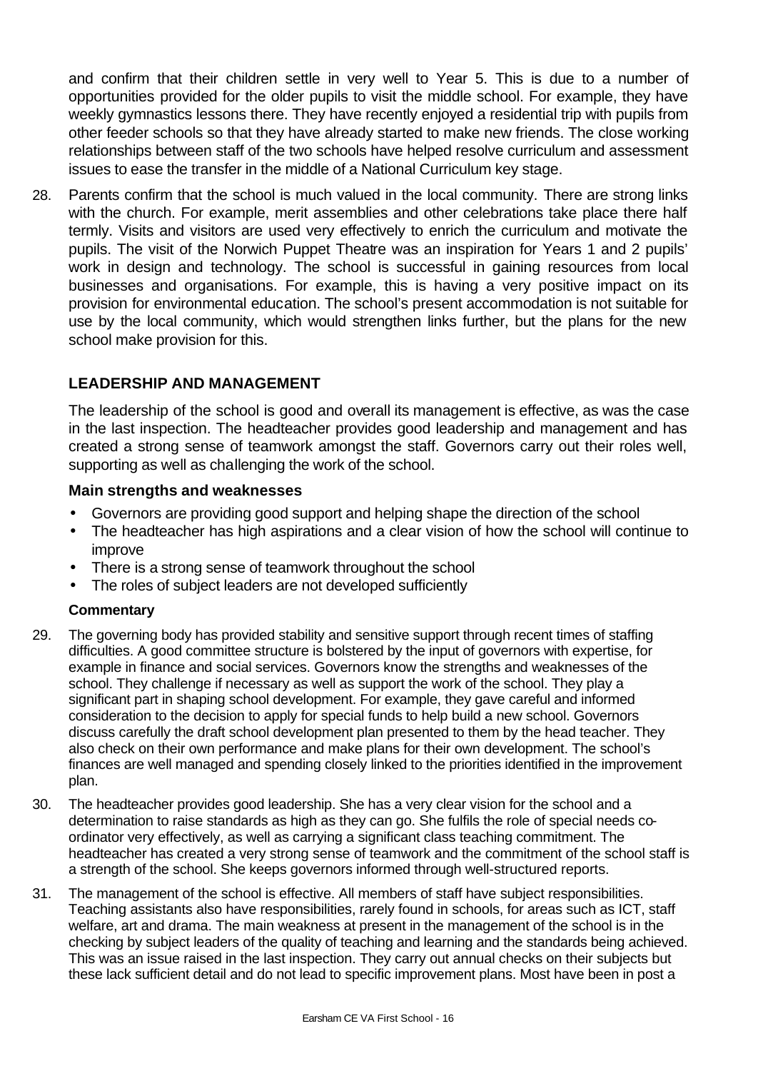and confirm that their children settle in very well to Year 5. This is due to a number of opportunities provided for the older pupils to visit the middle school. For example, they have weekly gymnastics lessons there. They have recently enjoyed a residential trip with pupils from other feeder schools so that they have already started to make new friends. The close working relationships between staff of the two schools have helped resolve curriculum and assessment issues to ease the transfer in the middle of a National Curriculum key stage.

28. Parents confirm that the school is much valued in the local community. There are strong links with the church. For example, merit assemblies and other celebrations take place there half termly. Visits and visitors are used very effectively to enrich the curriculum and motivate the pupils. The visit of the Norwich Puppet Theatre was an inspiration for Years 1 and 2 pupils' work in design and technology. The school is successful in gaining resources from local businesses and organisations. For example, this is having a very positive impact on its provision for environmental education. The school's present accommodation is not suitable for use by the local community, which would strengthen links further, but the plans for the new school make provision for this.

## LEADERSHIP AND MANAGEMENT

The leadership of the school is good and overall its management is effective, as was the case in the last inspection. The headteacher provides good leadership and management and has created a strong sense of teamwork amongst the staff. Governors carry out their roles well, supporting as well as challenging the work of the school.

### Main strengths and weaknesses

- Governors are providing good support and helping shape the direction of the school
- The headteacher has high aspirations and a clear vision of how the school will continue to improve
- There is a strong sense of teamwork throughout the school
- The roles of subject leaders are not developed sufficiently

**Commentary**

29. The governing body has provided stability and sensitive support through recent times of staffing difficulties. A good committee structure is bolstered by the input of governors with expertise, for example in finance and social services. Governors know the strengths and weaknesses of the school. They challenge if necessary as well as support the work of the school. They play a significant part in shaping school development. For example, they gave careful and informed consideration to the decision to apply for special funds to help build a new school. Governors discuss carefully the draft school development plan presented to them by the head teacher. They also check on their own performance and make plans for their own development. The school's finances are well managed and spending closely linked to the priorities identified in the improvement plan.

30. The headteacher provides good leadership. She has a very clear vision for the school and a determination to raise standards as high as they can go. She fulfils the role of special needs co-ordinator very effectively, as well as carrying a significant class teaching commitment. The headteacher has created a very strong sense of teamwork and the commitment of the school staff is a strength of the school. She keeps governors informed through well-structured reports.

31. The management of the school is effective. All members of staff have subject responsibilities. Teaching assistants also have responsibilities, rarely found in schools, for areas such as ICT, staff welfare, art and drama. The main weakness at present in the management of the school is in the checking by subject leaders of the quality of teaching and learning and the standards being achieved. This was an issue raised in the last inspection. They carry out annual checks on their subjects but these lack sufficient detail and do not lead to specific improvement plans. Most have been in post a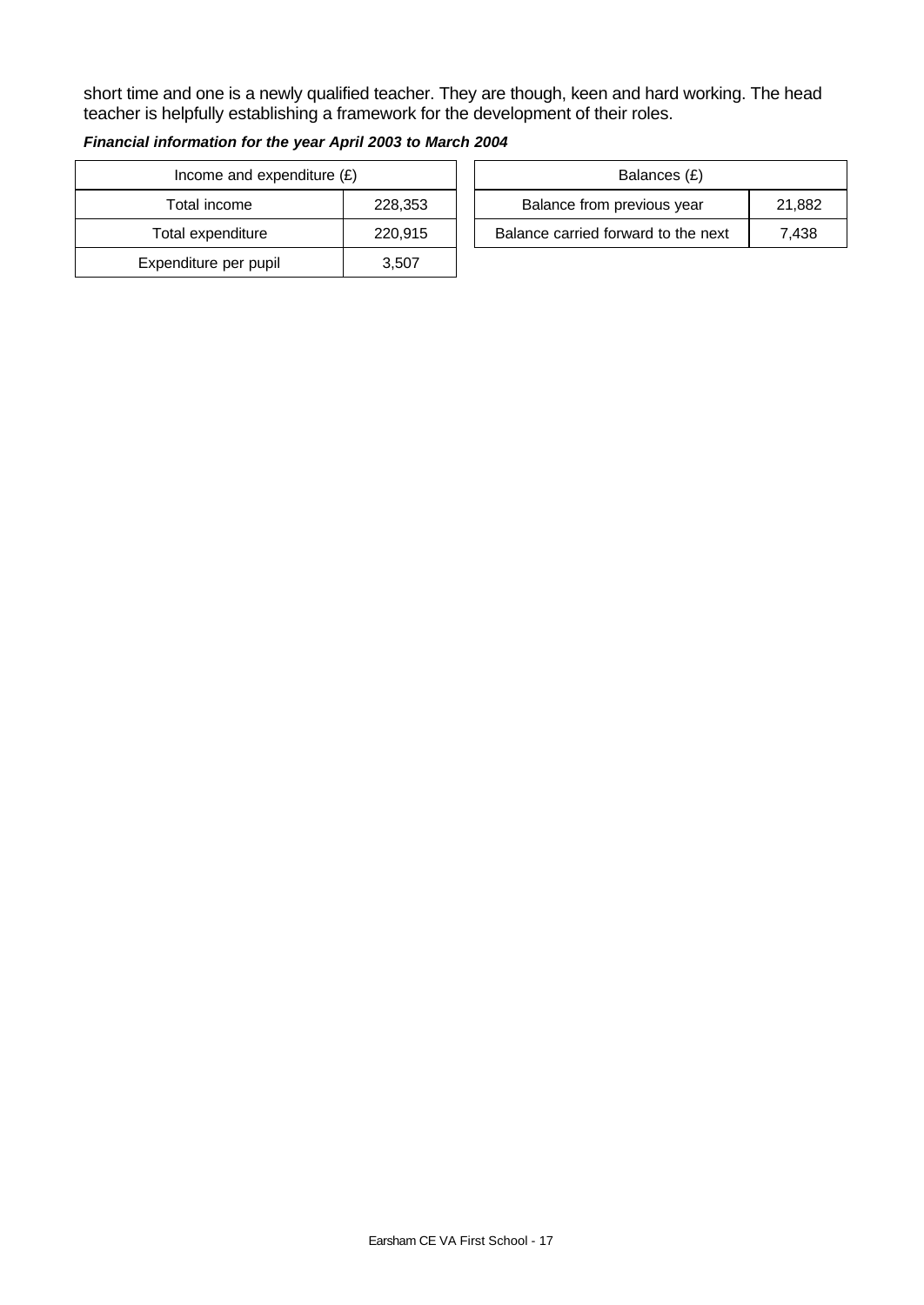short time and one is a newly qualified teacher. They are though, keen and hard working. The head teacher is helpfully establishing a framework for the development of their roles.

***Financial information for the year April 2003 to March 2004***

| Income and expenditure (£) | |
|---|---|
| Total income | 228,353 |
| Total expenditure | 220,915 |
| Expenditure per pupil | 3,507 |

| Balances (£) | |
|---|---|
| Balance from previous year | 21,882 |
| Balance carried forward to the next | 7,438 |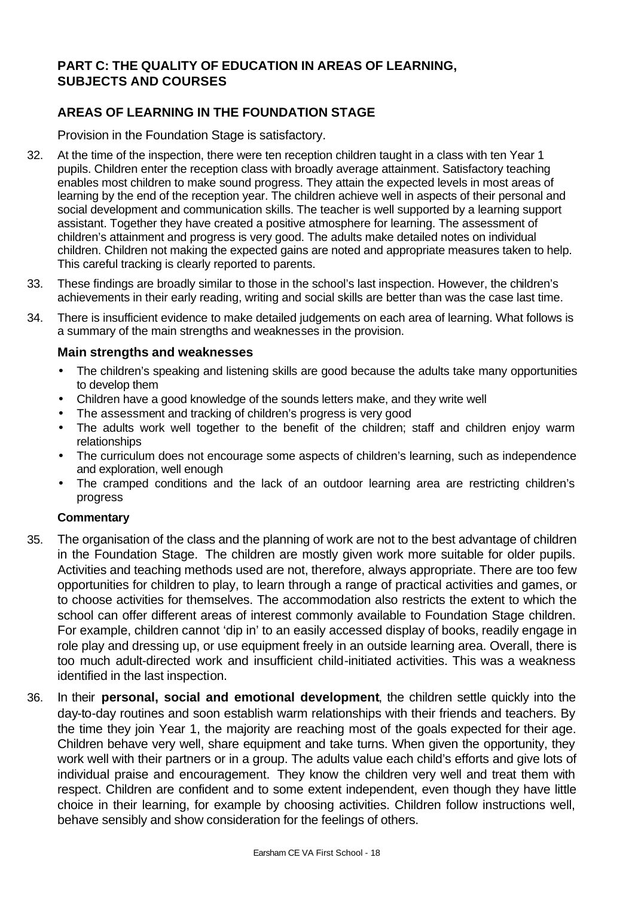## PART C: THE QUALITY OF EDUCATION IN AREAS OF LEARNING, SUBJECTS AND COURSES

### AREAS OF LEARNING IN THE FOUNDATION STAGE

Provision in the Foundation Stage is satisfactory.

32. At the time of the inspection, there were ten reception children taught in a class with ten Year 1 pupils. Children enter the reception class with broadly average attainment. Satisfactory teaching enables most children to make sound progress. They attain the expected levels in most areas of learning by the end of the reception year. The children achieve well in aspects of their personal and social development and communication skills. The teacher is well supported by a learning support assistant. Together they have created a positive atmosphere for learning. The assessment of children's attainment and progress is very good. The adults make detailed notes on individual children. Children not making the expected gains are noted and appropriate measures taken to help. This careful tracking is clearly reported to parents.

33. These findings are broadly similar to those in the school's last inspection. However, the children's achievements in their early reading, writing and social skills are better than was the case last time.

34. There is insufficient evidence to make detailed judgements on each area of learning. What follows is a summary of the main strengths and weaknesses in the provision.

#### Main strengths and weaknesses

- The children's speaking and listening skills are good because the adults take many opportunities to develop them
- Children have a good knowledge of the sounds letters make, and they write well
- The assessment and tracking of children's progress is very good
- The adults work well together to the benefit of the children; staff and children enjoy warm relationships
- The curriculum does not encourage some aspects of children's learning, such as independence and exploration, well enough
- The cramped conditions and the lack of an outdoor learning area are restricting children's progress

**Commentary**

35. The organisation of the class and the planning of work are not to the best advantage of children in the Foundation Stage. The children are mostly given work more suitable for older pupils. Activities and teaching methods used are not, therefore, always appropriate. There are too few opportunities for children to play, to learn through a range of practical activities and games, or to choose activities for themselves. The accommodation also restricts the extent to which the school can offer different areas of interest commonly available to Foundation Stage children. For example, children cannot 'dip in' to an easily accessed display of books, readily engage in role play and dressing up, or use equipment freely in an outside learning area. Overall, there is too much adult-directed work and insufficient child-initiated activities. This was a weakness identified in the last inspection.

36. In their **personal, social and emotional development**, the children settle quickly into the day-to-day routines and soon establish warm relationships with their friends and teachers. By the time they join Year 1, the majority are reaching most of the goals expected for their age. Children behave very well, share equipment and take turns. When given the opportunity, they work well with their partners or in a group. The adults value each child's efforts and give lots of individual praise and encouragement. They know the children very well and treat them with respect. Children are confident and to some extent independent, even though they have little choice in their learning, for example by choosing activities. Children follow instructions well, behave sensibly and show consideration for the feelings of others.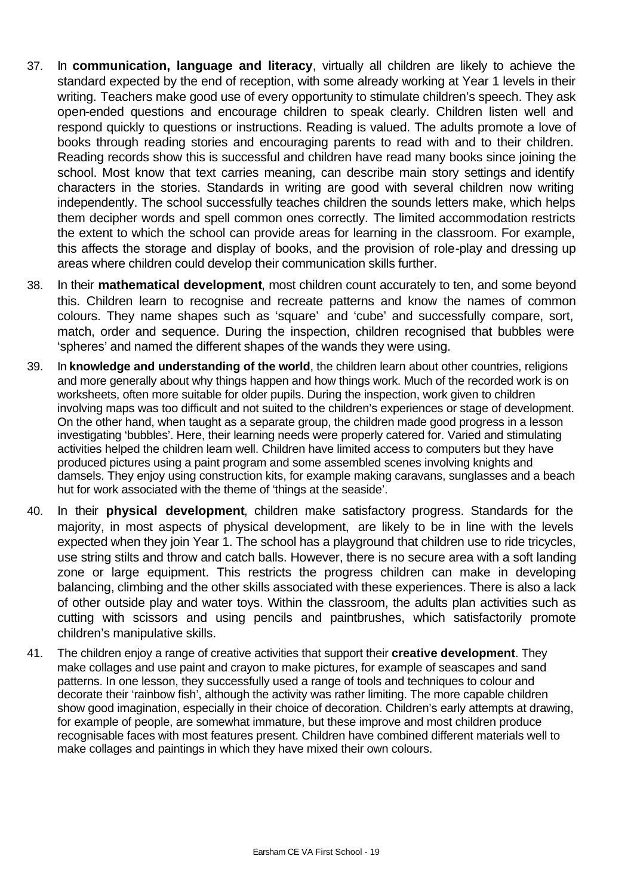37. In **communication, language and literacy**, virtually all children are likely to achieve the standard expected by the end of reception, with some already working at Year 1 levels in their writing. Teachers make good use of every opportunity to stimulate children's speech. They ask open-ended questions and encourage children to speak clearly. Children listen well and respond quickly to questions or instructions. Reading is valued. The adults promote a love of books through reading stories and encouraging parents to read with and to their children. Reading records show this is successful and children have read many books since joining the school. Most know that text carries meaning, can describe main story settings and identify characters in the stories. Standards in writing are good with several children now writing independently. The school successfully teaches children the sounds letters make, which helps them decipher words and spell common ones correctly. The limited accommodation restricts the extent to which the school can provide areas for learning in the classroom. For example, this affects the storage and display of books, and the provision of role-play and dressing up areas where children could develop their communication skills further.

38. In their **mathematical development**, most children count accurately to ten, and some beyond this. Children learn to recognise and recreate patterns and know the names of common colours. They name shapes such as 'square' and 'cube' and successfully compare, sort, match, order and sequence. During the inspection, children recognised that bubbles were 'spheres' and named the different shapes of the wands they were using.

39. In **knowledge and understanding of the world**, the children learn about other countries, religions and more generally about why things happen and how things work. Much of the recorded work is on worksheets, often more suitable for older pupils. During the inspection, work given to children involving maps was too difficult and not suited to the children's experiences or stage of development. On the other hand, when taught as a separate group, the children made good progress in a lesson investigating 'bubbles'. Here, their learning needs were properly catered for. Varied and stimulating activities helped the children learn well. Children have limited access to computers but they have produced pictures using a paint program and some assembled scenes involving knights and damsels. They enjoy using construction kits, for example making caravans, sunglasses and a beach hut for work associated with the theme of 'things at the seaside'.

40. In their **physical development**, children make satisfactory progress. Standards for the majority, in most aspects of physical development, are likely to be in line with the levels expected when they join Year 1. The school has a playground that children use to ride tricycles, use string stilts and throw and catch balls. However, there is no secure area with a soft landing zone or large equipment. This restricts the progress children can make in developing balancing, climbing and the other skills associated with these experiences. There is also a lack of other outside play and water toys. Within the classroom, the adults plan activities such as cutting with scissors and using pencils and paintbrushes, which satisfactorily promote children's manipulative skills.

41. The children enjoy a range of creative activities that support their **creative development**. They make collages and use paint and crayon to make pictures, for example of seascapes and sand patterns. In one lesson, they successfully used a range of tools and techniques to colour and decorate their 'rainbow fish', although the activity was rather limiting. The more capable children show good imagination, especially in their choice of decoration. Children's early attempts at drawing, for example of people, are somewhat immature, but these improve and most children produce recognisable faces with most features present. Children have combined different materials well to make collages and paintings in which they have mixed their own colours.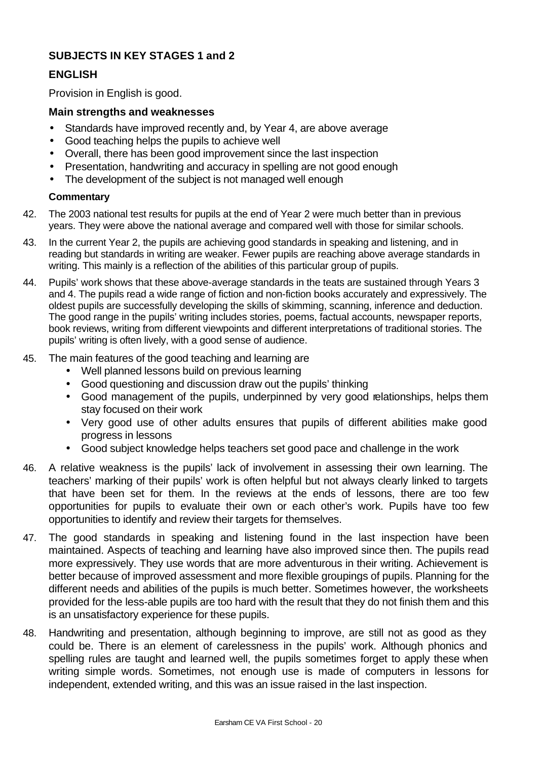## SUBJECTS IN KEY STAGES 1 and 2

### ENGLISH

Provision in English is good.

#### Main strengths and weaknesses

- Standards have improved recently and, by Year 4, are above average
- Good teaching helps the pupils to achieve well
- Overall, there has been good improvement since the last inspection
- Presentation, handwriting and accuracy in spelling are not good enough
- The development of the subject is not managed well enough

**Commentary**

42. The 2003 national test results for pupils at the end of Year 2 were much better than in previous years. They were above the national average and compared well with those for similar schools.

43. In the current Year 2, the pupils are achieving good standards in speaking and listening, and in reading but standards in writing are weaker. Fewer pupils are reaching above average standards in writing. This mainly is a reflection of the abilities of this particular group of pupils.

44. Pupils' work shows that these above-average standards in the teats are sustained through Years 3 and 4. The pupils read a wide range of fiction and non-fiction books accurately and expressively. The oldest pupils are successfully developing the skills of skimming, scanning, inference and deduction. The good range in the pupils' writing includes stories, poems, factual accounts, newspaper reports, book reviews, writing from different viewpoints and different interpretations of traditional stories. The pupils' writing is often lively, with a good sense of audience.

45. The main features of the good teaching and learning are
    - Well planned lessons build on previous learning
    - Good questioning and discussion draw out the pupils' thinking
    - Good management of the pupils, underpinned by very good relationships, helps them stay focused on their work
    - Very good use of other adults ensures that pupils of different abilities make good progress in lessons
    - Good subject knowledge helps teachers set good pace and challenge in the work

46. A relative weakness is the pupils' lack of involvement in assessing their own learning. The teachers' marking of their pupils' work is often helpful but not always clearly linked to targets that have been set for them. In the reviews at the ends of lessons, there are too few opportunities for pupils to evaluate their own or each other's work. Pupils have too few opportunities to identify and review their targets for themselves.

47. The good standards in speaking and listening found in the last inspection have been maintained. Aspects of teaching and learning have also improved since then. The pupils read more expressively. They use words that are more adventurous in their writing. Achievement is better because of improved assessment and more flexible groupings of pupils. Planning for the different needs and abilities of the pupils is much better. Sometimes however, the worksheets provided for the less-able pupils are too hard with the result that they do not finish them and this is an unsatisfactory experience for these pupils.

48. Handwriting and presentation, although beginning to improve, are still not as good as they could be. There is an element of carelessness in the pupils' work. Although phonics and spelling rules are taught and learned well, the pupils sometimes forget to apply these when writing simple words. Sometimes, not enough use is made of computers in lessons for independent, extended writing, and this was an issue raised in the last inspection.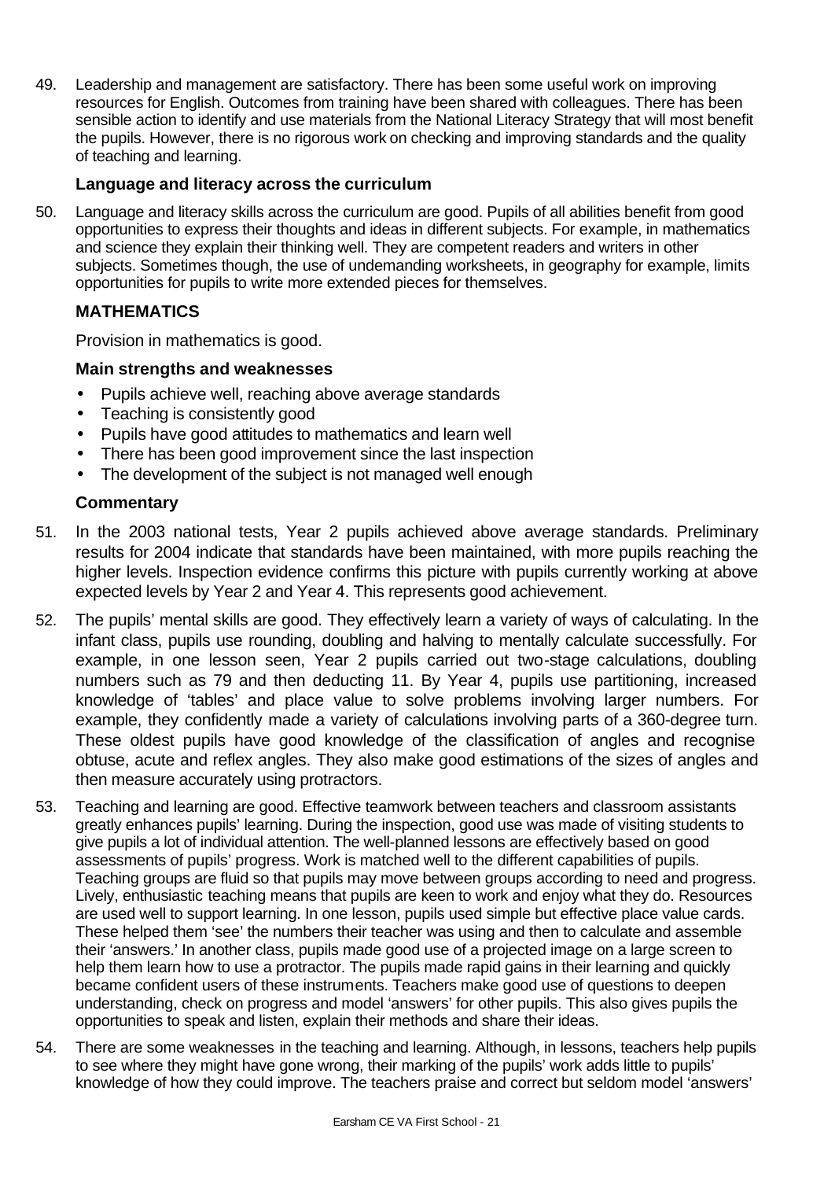49. Leadership and management are satisfactory. There has been some useful work on improving resources for English. Outcomes from training have been shared with colleagues. There has been sensible action to identify and use materials from the National Literacy Strategy that will most benefit the pupils. However, there is no rigorous work on checking and improving standards and the quality of teaching and learning.

### Language and literacy across the curriculum

50. Language and literacy skills across the curriculum are good. Pupils of all abilities benefit from good opportunities to express their thoughts and ideas in different subjects. For example, in mathematics and science they explain their thinking well. They are competent readers and writers in other subjects. Sometimes though, the use of undemanding worksheets, in geography for example, limits opportunities for pupils to write more extended pieces for themselves.

## MATHEMATICS

Provision in mathematics is good.

### Main strengths and weaknesses

- Pupils achieve well, reaching above average standards
- Teaching is consistently good
- Pupils have good attitudes to mathematics and learn well
- There has been good improvement since the last inspection
- The development of the subject is not managed well enough

### Commentary

51. In the 2003 national tests, Year 2 pupils achieved above average standards. Preliminary results for 2004 indicate that standards have been maintained, with more pupils reaching the higher levels. Inspection evidence confirms this picture with pupils currently working at above expected levels by Year 2 and Year 4. This represents good achievement.

52. The pupils' mental skills are good. They effectively learn a variety of ways of calculating. In the infant class, pupils use rounding, doubling and halving to mentally calculate successfully. For example, in one lesson seen, Year 2 pupils carried out two-stage calculations, doubling numbers such as 79 and then deducting 11. By Year 4, pupils use partitioning, increased knowledge of 'tables' and place value to solve problems involving larger numbers. For example, they confidently made a variety of calculations involving parts of a 360-degree turn. These oldest pupils have good knowledge of the classification of angles and recognise obtuse, acute and reflex angles. They also make good estimations of the sizes of angles and then measure accurately using protractors.

53. Teaching and learning are good. Effective teamwork between teachers and classroom assistants greatly enhances pupils' learning. During the inspection, good use was made of visiting students to give pupils a lot of individual attention. The well-planned lessons are effectively based on good assessments of pupils' progress. Work is matched well to the different capabilities of pupils. Teaching groups are fluid so that pupils may move between groups according to need and progress. Lively, enthusiastic teaching means that pupils are keen to work and enjoy what they do. Resources are used well to support learning. In one lesson, pupils used simple but effective place value cards. These helped them 'see' the numbers their teacher was using and then to calculate and assemble their 'answers.' In another class, pupils made good use of a projected image on a large screen to help them learn how to use a protractor. The pupils made rapid gains in their learning and quickly became confident users of these instruments. Teachers make good use of questions to deepen understanding, check on progress and model 'answers' for other pupils. This also gives pupils the opportunities to speak and listen, explain their methods and share their ideas.

54. There are some weaknesses in the teaching and learning. Although, in lessons, teachers help pupils to see where they might have gone wrong, their marking of the pupils' work adds little to pupils' knowledge of how they could improve. The teachers praise and correct but seldom model 'answers'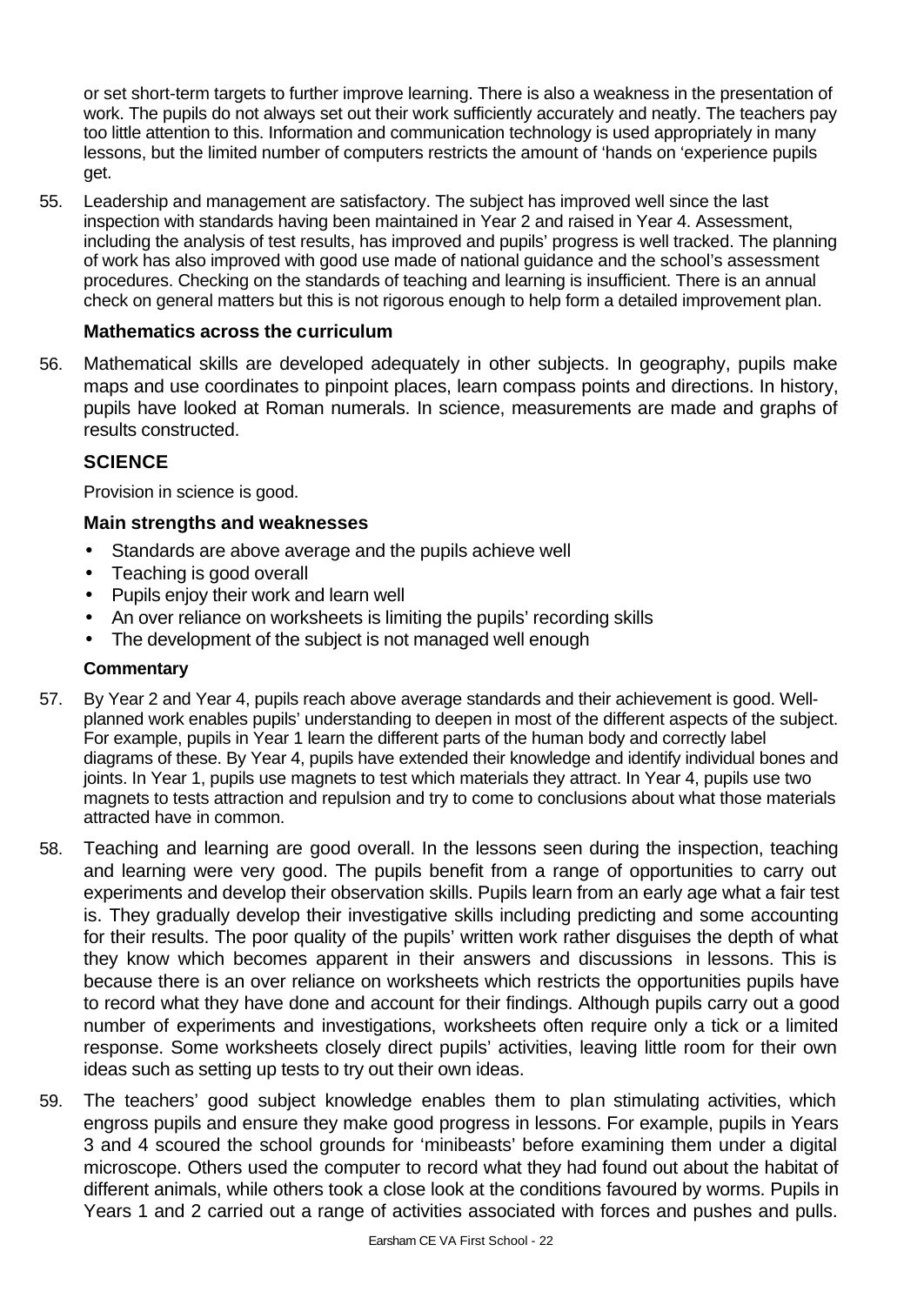or set short-term targets to further improve learning. There is also a weakness in the presentation of work. The pupils do not always set out their work sufficiently accurately and neatly. The teachers pay too little attention to this. Information and communication technology is used appropriately in many lessons, but the limited number of computers restricts the amount of 'hands on 'experience pupils get.

55. Leadership and management are satisfactory. The subject has improved well since the last inspection with standards having been maintained in Year 2 and raised in Year 4. Assessment, including the analysis of test results, has improved and pupils' progress is well tracked. The planning of work has also improved with good use made of national guidance and the school's assessment procedures. Checking on the standards of teaching and learning is insufficient. There is an annual check on general matters but this is not rigorous enough to help form a detailed improvement plan.

### Mathematics across the curriculum

56. Mathematical skills are developed adequately in other subjects. In geography, pupils make maps and use coordinates to pinpoint places, learn compass points and directions. In history, pupils have looked at Roman numerals. In science, measurements are made and graphs of results constructed.

## SCIENCE

Provision in science is good.

### Main strengths and weaknesses

- Standards are above average and the pupils achieve well
- Teaching is good overall
- Pupils enjoy their work and learn well
- An over reliance on worksheets is limiting the pupils' recording skills
- The development of the subject is not managed well enough

#### Commentary

57. By Year 2 and Year 4, pupils reach above average standards and their achievement is good. Well-planned work enables pupils' understanding to deepen in most of the different aspects of the subject. For example, pupils in Year 1 learn the different parts of the human body and correctly label diagrams of these. By Year 4, pupils have extended their knowledge and identify individual bones and joints. In Year 1, pupils use magnets to test which materials they attract. In Year 4, pupils use two magnets to tests attraction and repulsion and try to come to conclusions about what those materials attracted have in common.

58. Teaching and learning are good overall. In the lessons seen during the inspection, teaching and learning were very good. The pupils benefit from a range of opportunities to carry out experiments and develop their observation skills. Pupils learn from an early age what a fair test is. They gradually develop their investigative skills including predicting and some accounting for their results. The poor quality of the pupils' written work rather disguises the depth of what they know which becomes apparent in their answers and discussions in lessons. This is because there is an over reliance on worksheets which restricts the opportunities pupils have to record what they have done and account for their findings. Although pupils carry out a good number of experiments and investigations, worksheets often require only a tick or a limited response. Some worksheets closely direct pupils' activities, leaving little room for their own ideas such as setting up tests to try out their own ideas.

59. The teachers' good subject knowledge enables them to plan stimulating activities, which engross pupils and ensure they make good progress in lessons. For example, pupils in Years 3 and 4 scoured the school grounds for 'minibeasts' before examining them under a digital microscope. Others used the computer to record what they had found out about the habitat of different animals, while others took a close look at the conditions favoured by worms. Pupils in Years 1 and 2 carried out a range of activities associated with forces and pushes and pulls.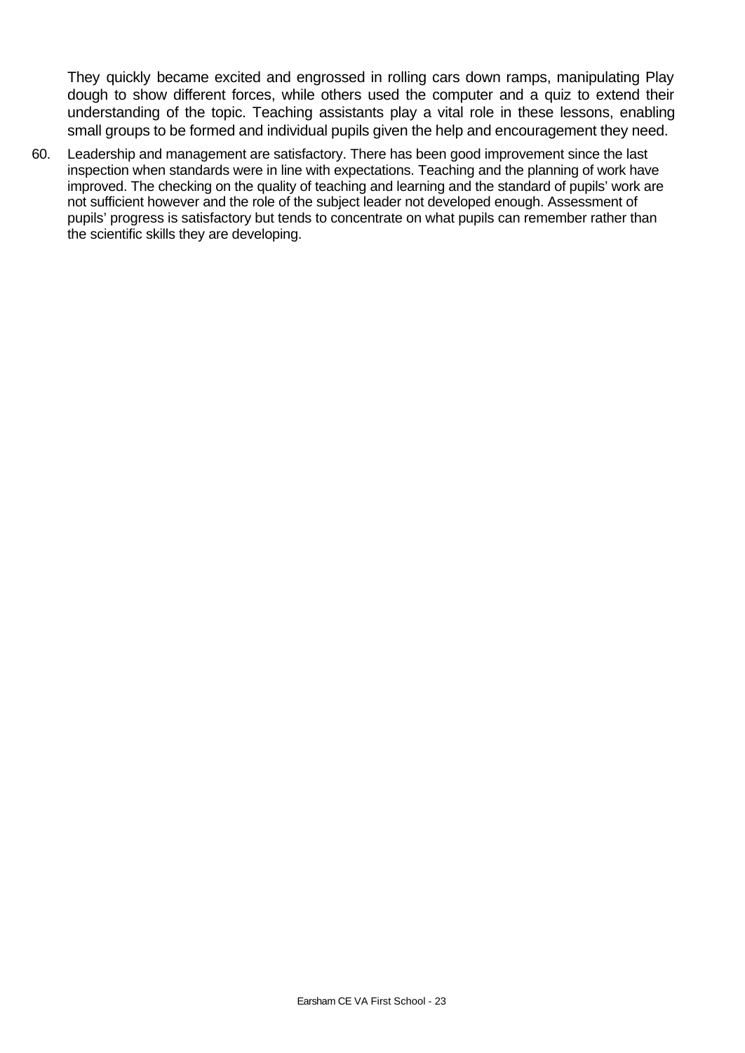They quickly became excited and engrossed in rolling cars down ramps, manipulating Play dough to show different forces, while others used the computer and a quiz to extend their understanding of the topic. Teaching assistants play a vital role in these lessons, enabling small groups to be formed and individual pupils given the help and encouragement they need.

60. Leadership and management are satisfactory. There has been good improvement since the last inspection when standards were in line with expectations. Teaching and the planning of work have improved. The checking on the quality of teaching and learning and the standard of pupils' work are not sufficient however and the role of the subject leader not developed enough. Assessment of pupils' progress is satisfactory but tends to concentrate on what pupils can remember rather than the scientific skills they are developing.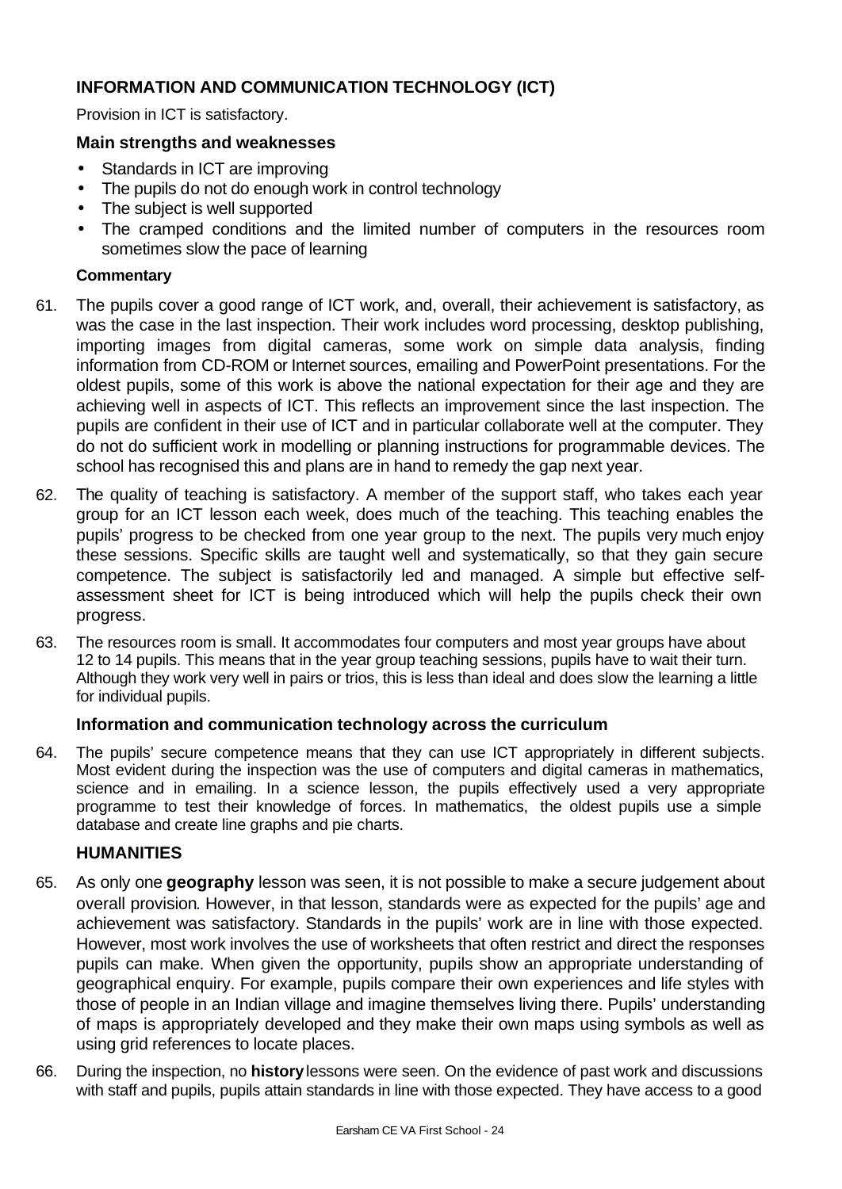## INFORMATION AND COMMUNICATION TECHNOLOGY (ICT)

Provision in ICT is satisfactory.

### Main strengths and weaknesses

- Standards in ICT are improving
- The pupils do not do enough work in control technology
- The subject is well supported
- The cramped conditions and the limited number of computers in the resources room sometimes slow the pace of learning

#### Commentary

61. The pupils cover a good range of ICT work, and, overall, their achievement is satisfactory, as was the case in the last inspection. Their work includes word processing, desktop publishing, importing images from digital cameras, some work on simple data analysis, finding information from CD-ROM or Internet sources, emailing and PowerPoint presentations. For the oldest pupils, some of this work is above the national expectation for their age and they are achieving well in aspects of ICT. This reflects an improvement since the last inspection. The pupils are confident in their use of ICT and in particular collaborate well at the computer. They do not do sufficient work in modelling or planning instructions for programmable devices. The school has recognised this and plans are in hand to remedy the gap next year.

62. The quality of teaching is satisfactory. A member of the support staff, who takes each year group for an ICT lesson each week, does much of the teaching. This teaching enables the pupils' progress to be checked from one year group to the next. The pupils very much enjoy these sessions. Specific skills are taught well and systematically, so that they gain secure competence. The subject is satisfactorily led and managed. A simple but effective self-assessment sheet for ICT is being introduced which will help the pupils check their own progress.

63. The resources room is small. It accommodates four computers and most year groups have about 12 to 14 pupils. This means that in the year group teaching sessions, pupils have to wait their turn. Although they work very well in pairs or trios, this is less than ideal and does slow the learning a little for individual pupils.

### Information and communication technology across the curriculum

64. The pupils' secure competence means that they can use ICT appropriately in different subjects. Most evident during the inspection was the use of computers and digital cameras in mathematics, science and in emailing. In a science lesson, the pupils effectively used a very appropriate programme to test their knowledge of forces. In mathematics, the oldest pupils use a simple database and create line graphs and pie charts.

## HUMANITIES

65. As only one **geography** lesson was seen, it is not possible to make a secure judgement about overall provision. However, in that lesson, standards were as expected for the pupils' age and achievement was satisfactory. Standards in the pupils' work are in line with those expected. However, most work involves the use of worksheets that often restrict and direct the responses pupils can make. When given the opportunity, pupils show an appropriate understanding of geographical enquiry. For example, pupils compare their own experiences and life styles with those of people in an Indian village and imagine themselves living there. Pupils' understanding of maps is appropriately developed and they make their own maps using symbols as well as using grid references to locate places.

66. During the inspection, no **history** lessons were seen. On the evidence of past work and discussions with staff and pupils, pupils attain standards in line with those expected. They have access to a good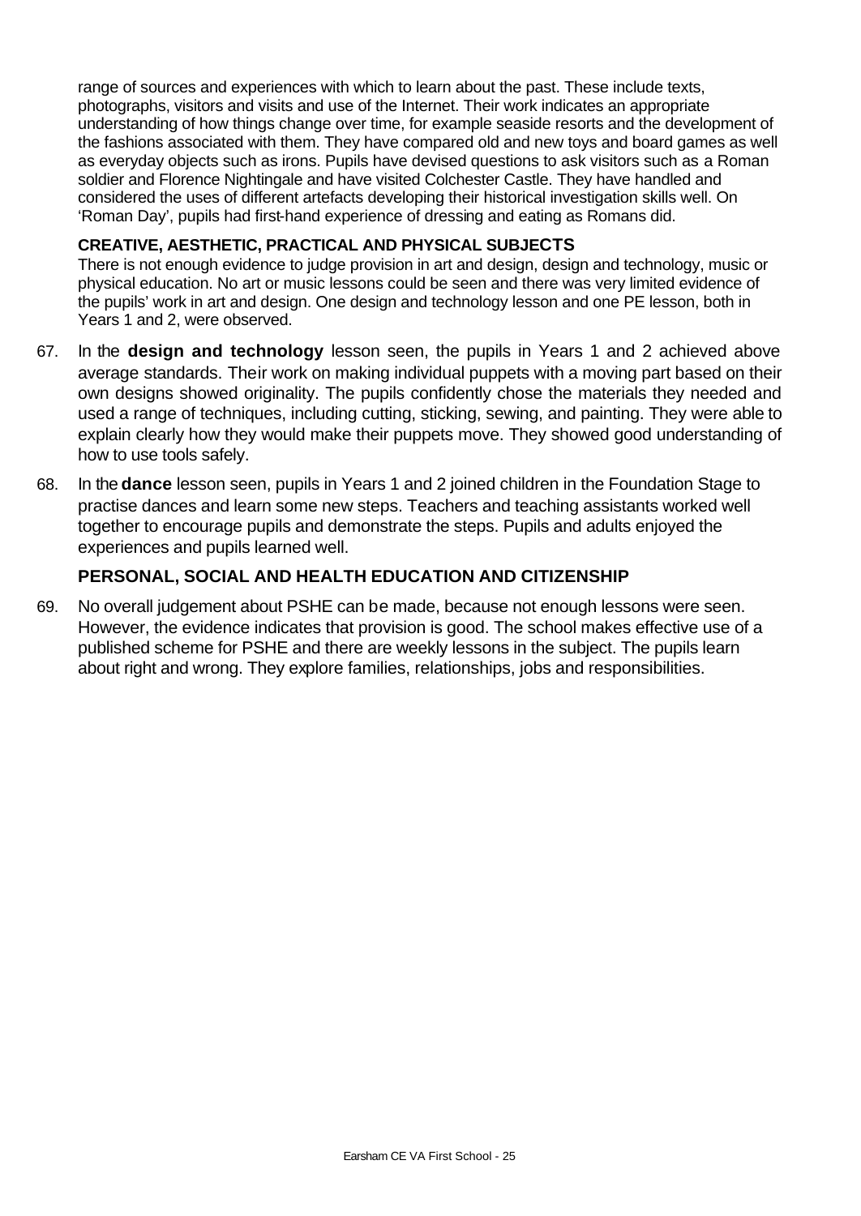range of sources and experiences with which to learn about the past. These include texts, photographs, visitors and visits and use of the Internet. Their work indicates an appropriate understanding of how things change over time, for example seaside resorts and the development of the fashions associated with them. They have compared old and new toys and board games as well as everyday objects such as irons. Pupils have devised questions to ask visitors such as a Roman soldier and Florence Nightingale and have visited Colchester Castle. They have handled and considered the uses of different artefacts developing their historical investigation skills well. On 'Roman Day', pupils had first-hand experience of dressing and eating as Romans did.

### CREATIVE, AESTHETIC, PRACTICAL AND PHYSICAL SUBJECTS

There is not enough evidence to judge provision in art and design, design and technology, music or physical education. No art or music lessons could be seen and there was very limited evidence of the pupils' work in art and design. One design and technology lesson and one PE lesson, both in Years 1 and 2, were observed.

67. In the **design and technology** lesson seen, the pupils in Years 1 and 2 achieved above average standards. Their work on making individual puppets with a moving part based on their own designs showed originality. The pupils confidently chose the materials they needed and used a range of techniques, including cutting, sticking, sewing, and painting. They were able to explain clearly how they would make their puppets move. They showed good understanding of how to use tools safely.

68. In the **dance** lesson seen, pupils in Years 1 and 2 joined children in the Foundation Stage to practise dances and learn some new steps. Teachers and teaching assistants worked well together to encourage pupils and demonstrate the steps. Pupils and adults enjoyed the experiences and pupils learned well.

### PERSONAL, SOCIAL AND HEALTH EDUCATION AND CITIZENSHIP

69. No overall judgement about PSHE can be made, because not enough lessons were seen. However, the evidence indicates that provision is good. The school makes effective use of a published scheme for PSHE and there are weekly lessons in the subject. The pupils learn about right and wrong. They explore families, relationships, jobs and responsibilities.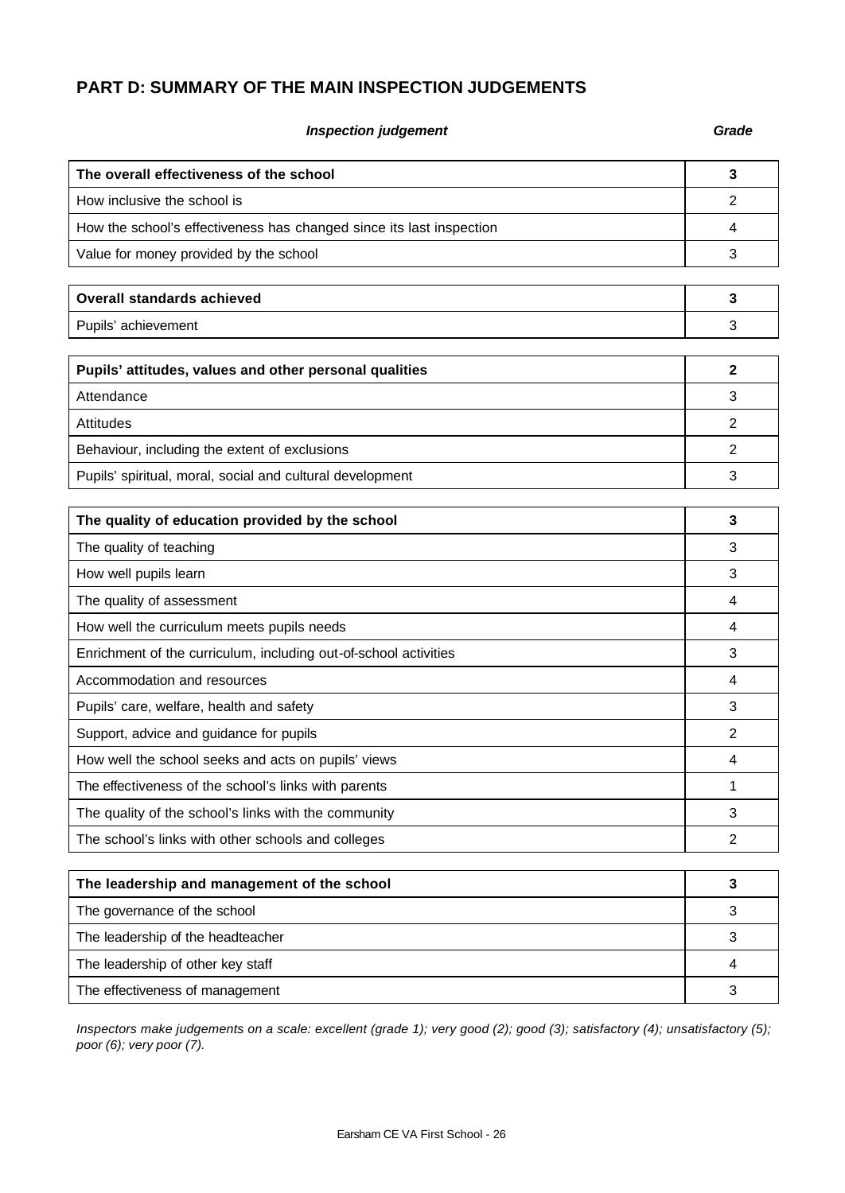## PART D: SUMMARY OF THE MAIN INSPECTION JUDGEMENTS

| *Inspection judgement* | *Grade* |
|---|---|
| **The overall effectiveness of the school** | **3** |
| How inclusive the school is | 2 |
| How the school's effectiveness has changed since its last inspection | 4 |
| Value for money provided by the school | 3 |
| **Overall standards achieved** | **3** |
| Pupils' achievement | 3 |
| **Pupils' attitudes, values and other personal qualities** | **2** |
| Attendance | 3 |
| Attitudes | 2 |
| Behaviour, including the extent of exclusions | 2 |
| Pupils' spiritual, moral, social and cultural development | 3 |
| **The quality of education provided by the school** | **3** |
| The quality of teaching | 3 |
| How well pupils learn | 3 |
| The quality of assessment | 4 |
| How well the curriculum meets pupils needs | 4 |
| Enrichment of the curriculum, including out-of-school activities | 3 |
| Accommodation and resources | 4 |
| Pupils' care, welfare, health and safety | 3 |
| Support, advice and guidance for pupils | 2 |
| How well the school seeks and acts on pupils' views | 4 |
| The effectiveness of the school's links with parents | 1 |
| The quality of the school's links with the community | 3 |
| The school's links with other schools and colleges | 2 |
| **The leadership and management of the school** | **3** |
| The governance of the school | 3 |
| The leadership of the headteacher | 3 |
| The leadership of other key staff | 4 |
| The effectiveness of management | 3 |

*Inspectors make judgements on a scale: excellent (grade 1); very good (2); good (3); satisfactory (4); unsatisfactory (5); poor (6); very poor (7).*